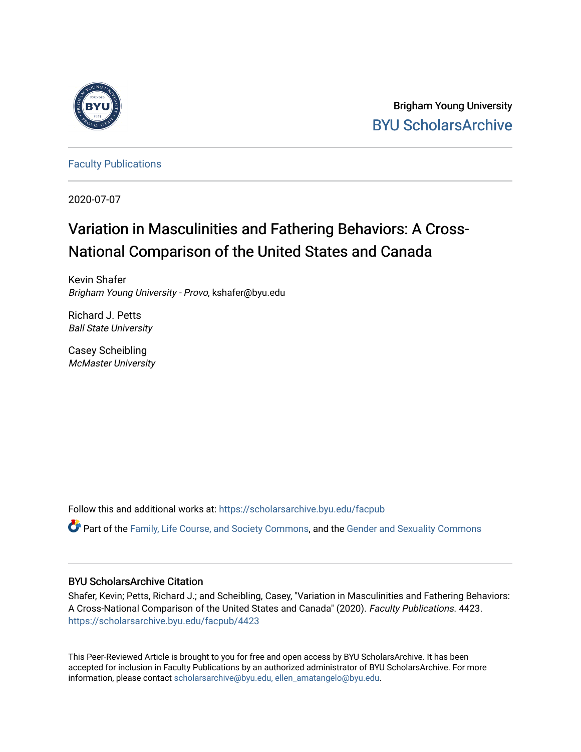Brigham Young University

BYU ScholarsArchive

Faculty Publications

2020-07-07

# Variation in Masculinities and Fathering Behaviors: A Cross-National Comparison of the United States and Canada

Kevin Shafer  
*Brigham Young University - Provo*, kshafer@byu.edu

Richard J. Petts  
*Ball State University*

Casey Scheibling  
*McMaster University*

Follow this and additional works at: https://scholarsarchive.byu.edu/facpub

Part of the Family, Life Course, and Society Commons, and the Gender and Sexuality Commons

## BYU ScholarsArchive Citation

Shafer, Kevin; Petts, Richard J.; and Scheibling, Casey, "Variation in Masculinities and Fathering Behaviors: A Cross-National Comparison of the United States and Canada" (2020). *Faculty Publications*. 4423.  
https://scholarsarchive.byu.edu/facpub/4423

This Peer-Reviewed Article is brought to you for free and open access by BYU ScholarsArchive. It has been accepted for inclusion in Faculty Publications by an authorized administrator of BYU ScholarsArchive. For more information, please contact scholarsarchive@byu.edu, ellen_amatangelo@byu.edu.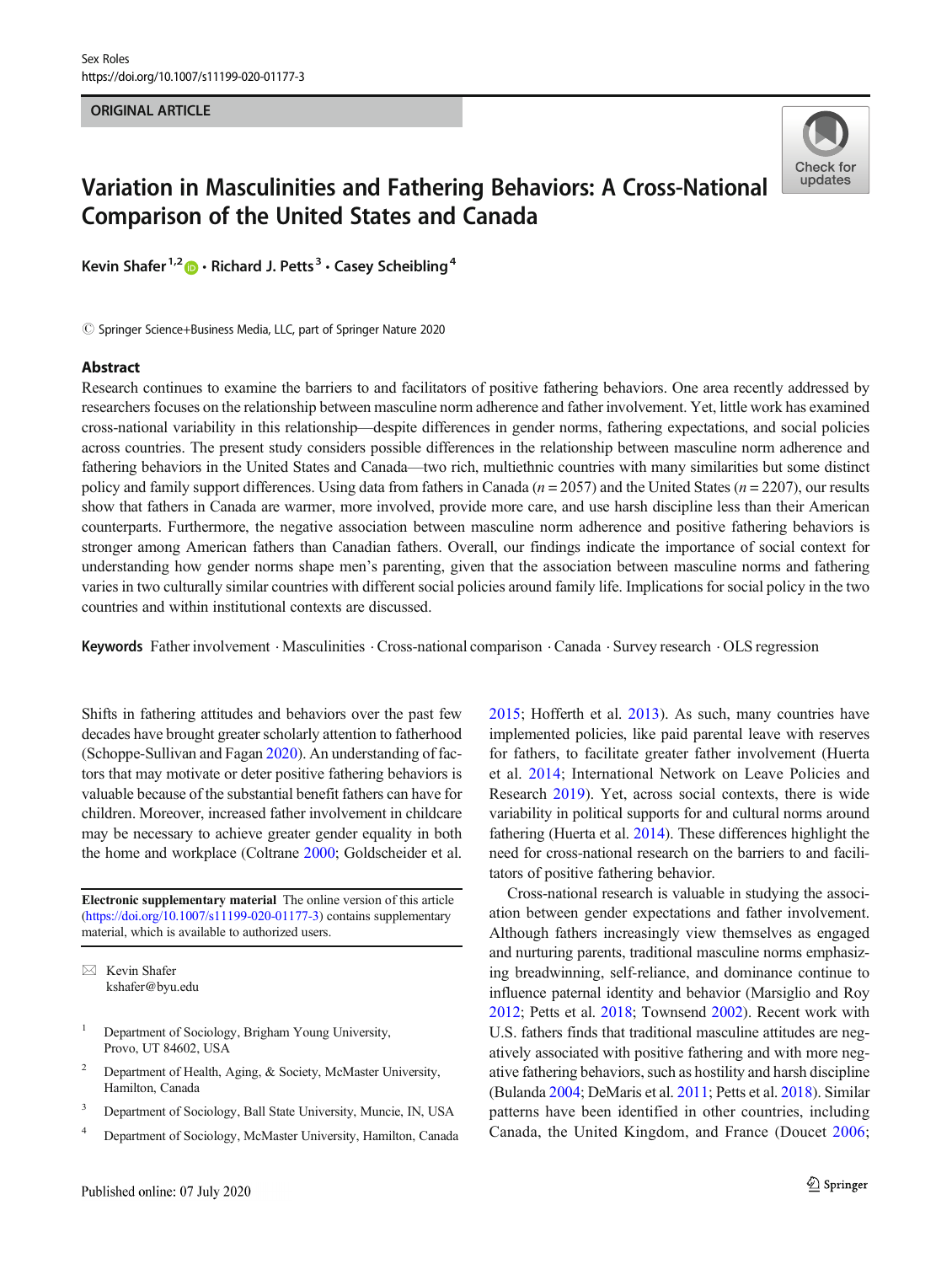Sex Roles
https://doi.org/10.1007/s11199-020-01177-3

ORIGINAL ARTICLE

# Variation in Masculinities and Fathering Behaviors: A Cross-National Comparison of the United States and Canada

Kevin Shafer[1,2] · Richard J. Petts[3] · Casey Scheibling[4]

© Springer Science+Business Media, LLC, part of Springer Nature 2020

## Abstract

Research continues to examine the barriers to and facilitators of positive fathering behaviors. One area recently addressed by researchers focuses on the relationship between masculine norm adherence and father involvement. Yet, little work has examined cross-national variability in this relationship—despite differences in gender norms, fathering expectations, and social policies across countries. The present study considers possible differences in the relationship between masculine norm adherence and fathering behaviors in the United States and Canada—two rich, multiethnic countries with many similarities but some distinct policy and family support differences. Using data from fathers in Canada ($n = 2057$) and the United States ($n = 2207$), our results show that fathers in Canada are warmer, more involved, provide more care, and use harsh discipline less than their American counterparts. Furthermore, the negative association between masculine norm adherence and positive fathering behaviors is stronger among American fathers than Canadian fathers. Overall, our findings indicate the importance of social context for understanding how gender norms shape men's parenting, given that the association between masculine norms and fathering varies in two culturally similar countries with different social policies around family life. Implications for social policy in the two countries and within institutional contexts are discussed.

**Keywords** Father involvement · Masculinities · Cross-national comparison · Canada · Survey research · OLS regression

Shifts in fathering attitudes and behaviors over the past few decades have brought greater scholarly attention to fatherhood (Schoppe-Sullivan and Fagan 2020). An understanding of factors that may motivate or deter positive fathering behaviors is valuable because of the substantial benefit fathers can have for children. Moreover, increased father involvement in childcare may be necessary to achieve greater gender equality in both the home and workplace (Coltrane 2000; Goldscheider et al. 2015; Hofferth et al. 2013). As such, many countries have implemented policies, like paid parental leave with reserves for fathers, to facilitate greater father involvement (Huerta et al. 2014; International Network on Leave Policies and Research 2019). Yet, across social contexts, there is wide variability in political supports for and cultural norms around fathering (Huerta et al. 2014). These differences highlight the need for cross-national research on the barriers to and facilitators of positive fathering behavior.

Cross-national research is valuable in studying the association between gender expectations and father involvement. Although fathers increasingly view themselves as engaged and nurturing parents, traditional masculine norms emphasizing breadwinning, self-reliance, and dominance continue to influence paternal identity and behavior (Marsiglio and Roy 2012; Petts et al. 2018; Townsend 2002). Recent work with U.S. fathers finds that traditional masculine attitudes are negatively associated with positive fathering and with more negative fathering behaviors, such as hostility and harsh discipline (Bulanda 2004; DeMaris et al. 2011; Petts et al. 2018). Similar patterns have been identified in other countries, including Canada, the United Kingdom, and France (Doucet 2006;

---

**Electronic supplementary material** The online version of this article (https://doi.org/10.1007/s11199-020-01177-3) contains supplementary material, which is available to authorized users.

✉ Kevin Shafer
kshafer@byu.edu

[1] Department of Sociology, Brigham Young University, Provo, UT 84602, USA

[2] Department of Health, Aging, & Society, McMaster University, Hamilton, Canada

[3] Department of Sociology, Ball State University, Muncie, IN, USA

[4] Department of Sociology, McMaster University, Hamilton, Canada

Published online: 07 July 2020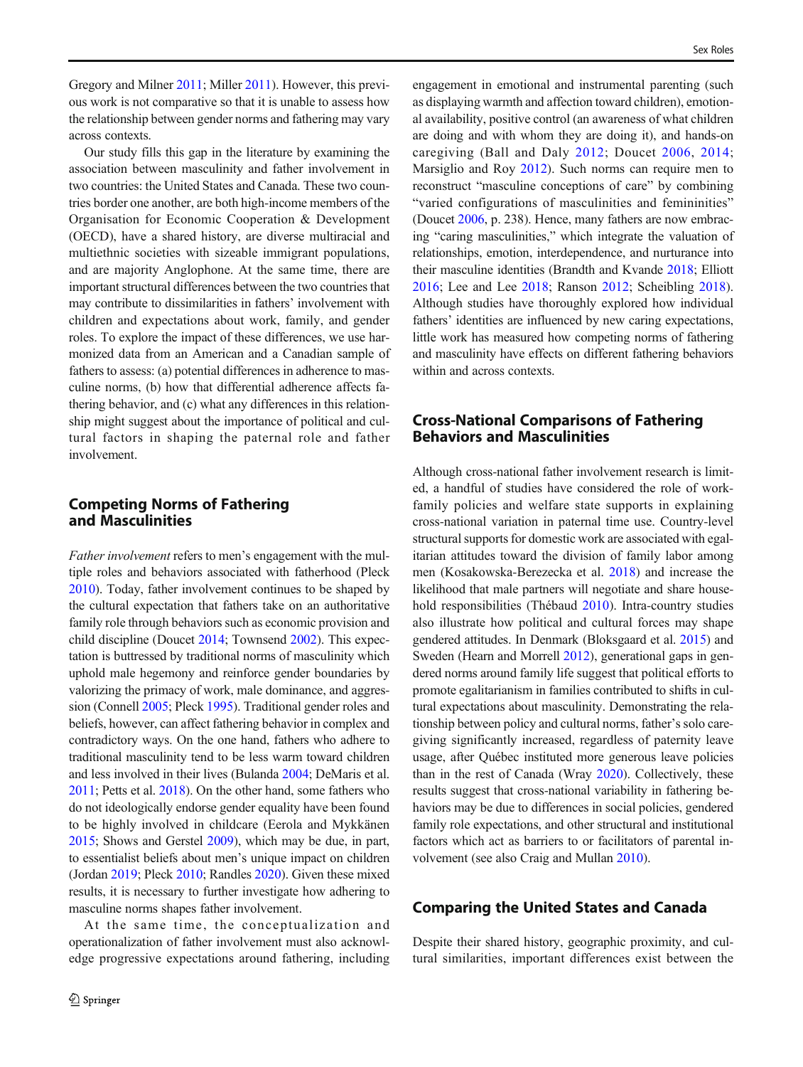Gregory and Milner 2011; Miller 2011). However, this previous work is not comparative so that it is unable to assess how the relationship between gender norms and fathering may vary across contexts.

Our study fills this gap in the literature by examining the association between masculinity and father involvement in two countries: the United States and Canada. These two countries border one another, are both high-income members of the Organisation for Economic Cooperation & Development (OECD), have a shared history, are diverse multiracial and multiethnic societies with sizeable immigrant populations, and are majority Anglophone. At the same time, there are important structural differences between the two countries that may contribute to dissimilarities in fathers' involvement with children and expectations about work, family, and gender roles. To explore the impact of these differences, we use harmonized data from an American and a Canadian sample of fathers to assess: (a) potential differences in adherence to masculine norms, (b) how that differential adherence affects fathering behavior, and (c) what any differences in this relationship might suggest about the importance of political and cultural factors in shaping the paternal role and father involvement.

## Competing Norms of Fathering and Masculinities

*Father involvement* refers to men's engagement with the multiple roles and behaviors associated with fatherhood (Pleck 2010). Today, father involvement continues to be shaped by the cultural expectation that fathers take on an authoritative family role through behaviors such as economic provision and child discipline (Doucet 2014; Townsend 2002). This expectation is buttressed by traditional norms of masculinity which uphold male hegemony and reinforce gender boundaries by valorizing the primacy of work, male dominance, and aggression (Connell 2005; Pleck 1995). Traditional gender roles and beliefs, however, can affect fathering behavior in complex and contradictory ways. On the one hand, fathers who adhere to traditional masculinity tend to be less warm toward children and less involved in their lives (Bulanda 2004; DeMaris et al. 2011; Petts et al. 2018). On the other hand, some fathers who do not ideologically endorse gender equality have been found to be highly involved in childcare (Eerola and Mykkänen 2015; Shows and Gerstel 2009), which may be due, in part, to essentialist beliefs about men's unique impact on children (Jordan 2019; Pleck 2010; Randles 2020). Given these mixed results, it is necessary to further investigate how adhering to masculine norms shapes father involvement.

At the same time, the conceptualization and operationalization of father involvement must also acknowledge progressive expectations around fathering, including engagement in emotional and instrumental parenting (such as displaying warmth and affection toward children), emotional availability, positive control (an awareness of what children are doing and with whom they are doing it), and hands-on caregiving (Ball and Daly 2012; Doucet 2006, 2014; Marsiglio and Roy 2012). Such norms can require men to reconstruct "masculine conceptions of care" by combining "varied configurations of masculinities and femininities" (Doucet 2006, p. 238). Hence, many fathers are now embracing "caring masculinities," which integrate the valuation of relationships, emotion, interdependence, and nurturance into their masculine identities (Brandth and Kvande 2018; Elliott 2016; Lee and Lee 2018; Ranson 2012; Scheibling 2018). Although studies have thoroughly explored how individual fathers' identities are influenced by new caring expectations, little work has measured how competing norms of fathering and masculinity have effects on different fathering behaviors within and across contexts.

## Cross-National Comparisons of Fathering Behaviors and Masculinities

Although cross-national father involvement research is limited, a handful of studies have considered the role of work-family policies and welfare state supports in explaining cross-national variation in paternal time use. Country-level structural supports for domestic work are associated with egalitarian attitudes toward the division of family labor among men (Kosakowska-Berezecka et al. 2018) and increase the likelihood that male partners will negotiate and share household responsibilities (Thébaud 2010). Intra-country studies also illustrate how political and cultural forces may shape gendered attitudes. In Denmark (Bloksgaard et al. 2015) and Sweden (Hearn and Morrell 2012), generational gaps in gendered norms around family life suggest that political efforts to promote egalitarianism in families contributed to shifts in cultural expectations about masculinity. Demonstrating the relationship between policy and cultural norms, father's solo caregiving significantly increased, regardless of paternity leave usage, after Québec instituted more generous leave policies than in the rest of Canada (Wray 2020). Collectively, these results suggest that cross-national variability in fathering behaviors may be due to differences in social policies, gendered family role expectations, and other structural and institutional factors which act as barriers to or facilitators of parental involvement (see also Craig and Mullan 2010).

## Comparing the United States and Canada

Despite their shared history, geographic proximity, and cultural similarities, important differences exist between the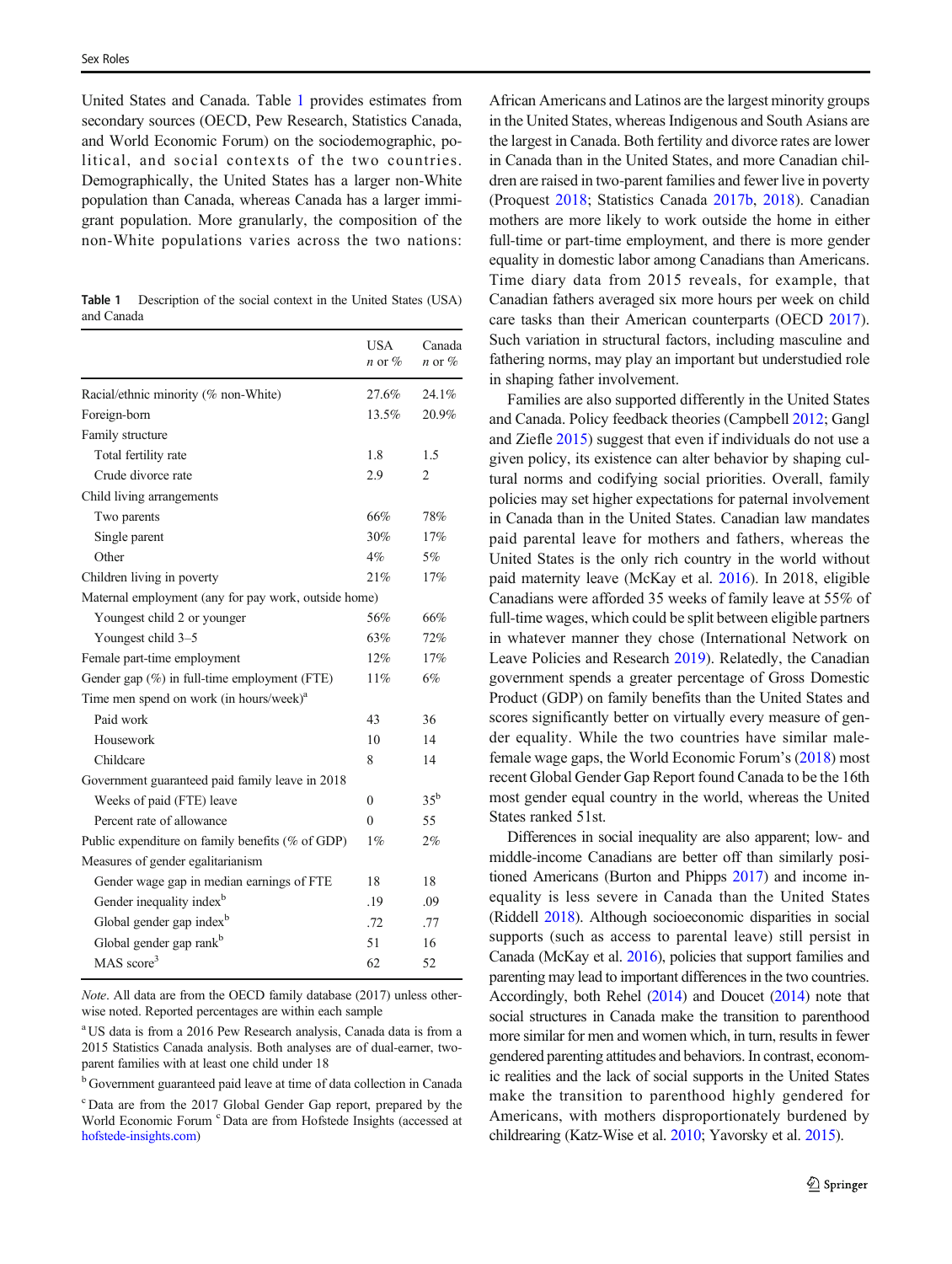United States and Canada. Table 1 provides estimates from secondary sources (OECD, Pew Research, Statistics Canada, and World Economic Forum) on the sociodemographic, political, and social contexts of the two countries. Demographically, the United States has a larger non-White population than Canada, whereas Canada has a larger immigrant population. More granularly, the composition of the non-White populations varies across the two nations: African Americans and Latinos are the largest minority groups in the United States, whereas Indigenous and South Asians are the largest in Canada. Both fertility and divorce rates are lower in Canada than in the United States, and more Canadian children are raised in two-parent families and fewer live in poverty (Proquest 2018; Statistics Canada 2017b, 2018). Canadian mothers are more likely to work outside the home in either full-time or part-time employment, and there is more gender equality in domestic labor among Canadians than Americans. Time diary data from 2015 reveals, for example, that Canadian fathers averaged six more hours per week on child care tasks than their American counterparts (OECD 2017). Such variation in structural factors, including masculine and fathering norms, may play an important but understudied role in shaping father involvement.

**Table 1** Description of the social context in the United States (USA) and Canada

| | USA *n* or % | Canada *n* or % |
|---|---|---|
| Racial/ethnic minority (% non-White) | 27.6% | 24.1% |
| Foreign-born | 13.5% | 20.9% |
| Family structure | | |
| Total fertility rate | 1.8 | 1.5 |
| Crude divorce rate | 2.9 | 2 |
| Child living arrangements | | |
| Two parents | 66% | 78% |
| Single parent | 30% | 17% |
| Other | 4% | 5% |
| Children living in poverty | 21% | 17% |
| Maternal employment (any for pay work, outside home) | | |
| Youngest child 2 or younger | 56% | 66% |
| Youngest child 3–5 | 63% | 72% |
| Female part-time employment | 12% | 17% |
| Gender gap (%) in full-time employment (FTE) | 11% | 6% |
| Time men spend on work (in hours/week)[a] | | |
| Paid work | 43 | 36 |
| Housework | 10 | 14 |
| Childcare | 8 | 14 |
| Government guaranteed paid family leave in 2018 | | |
| Weeks of paid (FTE) leave | 0 | 35[b] |
| Percent rate of allowance | 0 | 55 |
| Public expenditure on family benefits (% of GDP) | 1% | 2% |
| Measures of gender egalitarianism | | |
| Gender wage gap in median earnings of FTE | 18 | 18 |
| Gender inequality index[b] | .19 | .09 |
| Global gender gap index[b] | .72 | .77 |
| Global gender gap rank[b] | 51 | 16 |
| MAS score[3] | 62 | 52 |

*Note*. All data are from the OECD family database (2017) unless otherwise noted. Reported percentages are within each sample

[a] US data is from a 2016 Pew Research analysis, Canada data is from a 2015 Statistics Canada analysis. Both analyses are of dual-earner, two-parent families with at least one child under 18

[b] Government guaranteed paid leave at time of data collection in Canada

[c] Data are from the 2017 Global Gender Gap report, prepared by the World Economic Forum [c] Data are from Hofstede Insights (accessed at hofstede-insights.com)

Families are also supported differently in the United States and Canada. Policy feedback theories (Campbell 2012; Gangl and Ziefle 2015) suggest that even if individuals do not use a given policy, its existence can alter behavior by shaping cultural norms and codifying social priorities. Overall, family policies may set higher expectations for paternal involvement in Canada than in the United States. Canadian law mandates paid parental leave for mothers and fathers, whereas the United States is the only rich country in the world without paid maternity leave (McKay et al. 2016). In 2018, eligible Canadians were afforded 35 weeks of family leave at 55% of full-time wages, which could be split between eligible partners in whatever manner they chose (International Network on Leave Policies and Research 2019). Relatedly, the Canadian government spends a greater percentage of Gross Domestic Product (GDP) on family benefits than the United States and scores significantly better on virtually every measure of gender equality. While the two countries have similar male-female wage gaps, the World Economic Forum's (2018) most recent Global Gender Gap Report found Canada to be the 16th most gender equal country in the world, whereas the United States ranked 51st.

Differences in social inequality are also apparent; low- and middle-income Canadians are better off than similarly positioned Americans (Burton and Phipps 2017) and income inequality is less severe in Canada than the United States (Riddell 2018). Although socioeconomic disparities in social supports (such as access to parental leave) still persist in Canada (McKay et al. 2016), policies that support families and parenting may lead to important differences in the two countries. Accordingly, both Rehel (2014) and Doucet (2014) note that social structures in Canada make the transition to parenthood more similar for men and women which, in turn, results in fewer gendered parenting attitudes and behaviors. In contrast, economic realities and the lack of social supports in the United States make the transition to parenthood highly gendered for Americans, with mothers disproportionately burdened by childrearing (Katz-Wise et al. 2010; Yavorsky et al. 2015).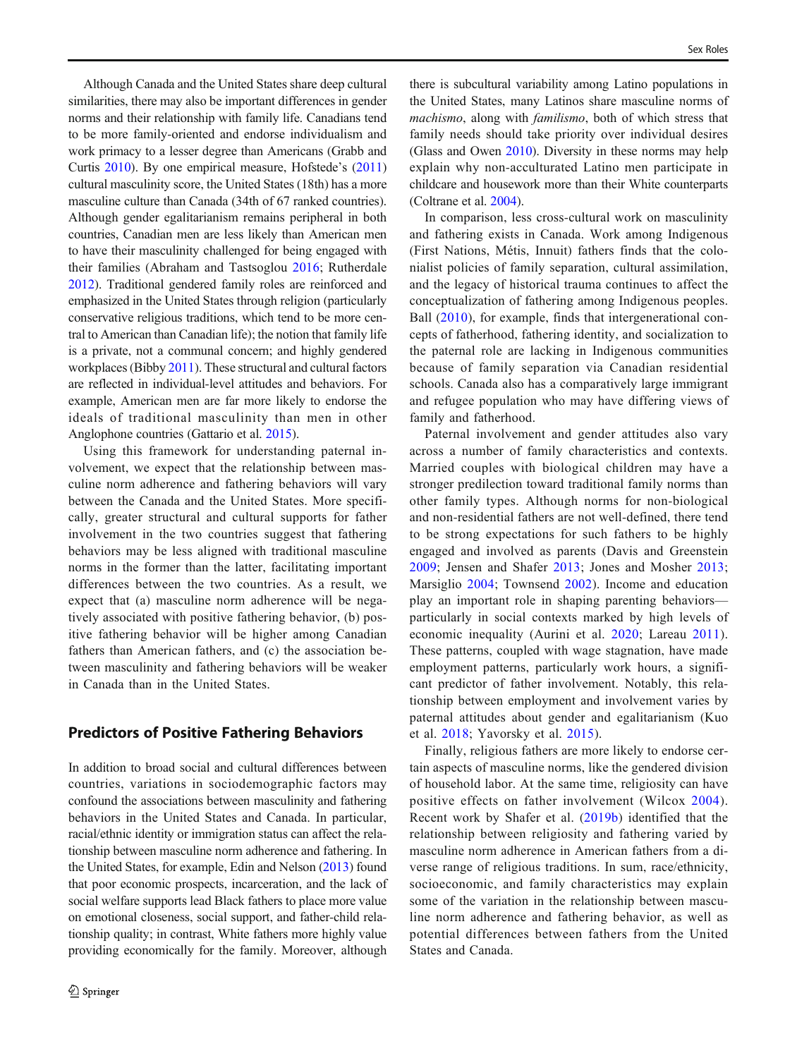Although Canada and the United States share deep cultural similarities, there may also be important differences in gender norms and their relationship with family life. Canadians tend to be more family-oriented and endorse individualism and work primacy to a lesser degree than Americans (Grabb and Curtis 2010). By one empirical measure, Hofstede's (2011) cultural masculinity score, the United States (18th) has a more masculine culture than Canada (34th of 67 ranked countries). Although gender egalitarianism remains peripheral in both countries, Canadian men are less likely than American men to have their masculinity challenged for being engaged with their families (Abraham and Tastsoglou 2016; Rutherdale 2012). Traditional gendered family roles are reinforced and emphasized in the United States through religion (particularly conservative religious traditions, which tend to be more central to American than Canadian life); the notion that family life is a private, not a communal concern; and highly gendered workplaces (Bibby 2011). These structural and cultural factors are reflected in individual-level attitudes and behaviors. For example, American men are far more likely to endorse the ideals of traditional masculinity than men in other Anglophone countries (Gattario et al. 2015).

Using this framework for understanding paternal involvement, we expect that the relationship between masculine norm adherence and fathering behaviors will vary between the Canada and the United States. More specifically, greater structural and cultural supports for father involvement in the two countries suggest that fathering behaviors may be less aligned with traditional masculine norms in the former than the latter, facilitating important differences between the two countries. As a result, we expect that (a) masculine norm adherence will be negatively associated with positive fathering behavior, (b) positive fathering behavior will be higher among Canadian fathers than American fathers, and (c) the association between masculinity and fathering behaviors will be weaker in Canada than in the United States.

## Predictors of Positive Fathering Behaviors

In addition to broad social and cultural differences between countries, variations in sociodemographic factors may confound the associations between masculinity and fathering behaviors in the United States and Canada. In particular, racial/ethnic identity or immigration status can affect the relationship between masculine norm adherence and fathering. In the United States, for example, Edin and Nelson (2013) found that poor economic prospects, incarceration, and the lack of social welfare supports lead Black fathers to place more value on emotional closeness, social support, and father-child relationship quality; in contrast, White fathers more highly value providing economically for the family. Moreover, although there is subcultural variability among Latino populations in the United States, many Latinos share masculine norms of *machismo*, along with *familismo*, both of which stress that family needs should take priority over individual desires (Glass and Owen 2010). Diversity in these norms may help explain why non-acculturated Latino men participate in childcare and housework more than their White counterparts (Coltrane et al. 2004).

In comparison, less cross-cultural work on masculinity and fathering exists in Canada. Work among Indigenous (First Nations, Métis, Innuit) fathers finds that the colonialist policies of family separation, cultural assimilation, and the legacy of historical trauma continues to affect the conceptualization of fathering among Indigenous peoples. Ball (2010), for example, finds that intergenerational concepts of fatherhood, fathering identity, and socialization to the paternal role are lacking in Indigenous communities because of family separation via Canadian residential schools. Canada also has a comparatively large immigrant and refugee population who may have differing views of family and fatherhood.

Paternal involvement and gender attitudes also vary across a number of family characteristics and contexts. Married couples with biological children may have a stronger predilection toward traditional family norms than other family types. Although norms for non-biological and non-residential fathers are not well-defined, there tend to be strong expectations for such fathers to be highly engaged and involved as parents (Davis and Greenstein 2009; Jensen and Shafer 2013; Jones and Mosher 2013; Marsiglio 2004; Townsend 2002). Income and education play an important role in shaping parenting behaviors—particularly in social contexts marked by high levels of economic inequality (Aurini et al. 2020; Lareau 2011). These patterns, coupled with wage stagnation, have made employment patterns, particularly work hours, a significant predictor of father involvement. Notably, this relationship between employment and involvement varies by paternal attitudes about gender and egalitarianism (Kuo et al. 2018; Yavorsky et al. 2015).

Finally, religious fathers are more likely to endorse certain aspects of masculine norms, like the gendered division of household labor. At the same time, religiosity can have positive effects on father involvement (Wilcox 2004). Recent work by Shafer et al. (2019b) identified that the relationship between religiosity and fathering varied by masculine norm adherence in American fathers from a diverse range of religious traditions. In sum, race/ethnicity, socioeconomic, and family characteristics may explain some of the variation in the relationship between masculine norm adherence and fathering behavior, as well as potential differences between fathers from the United States and Canada.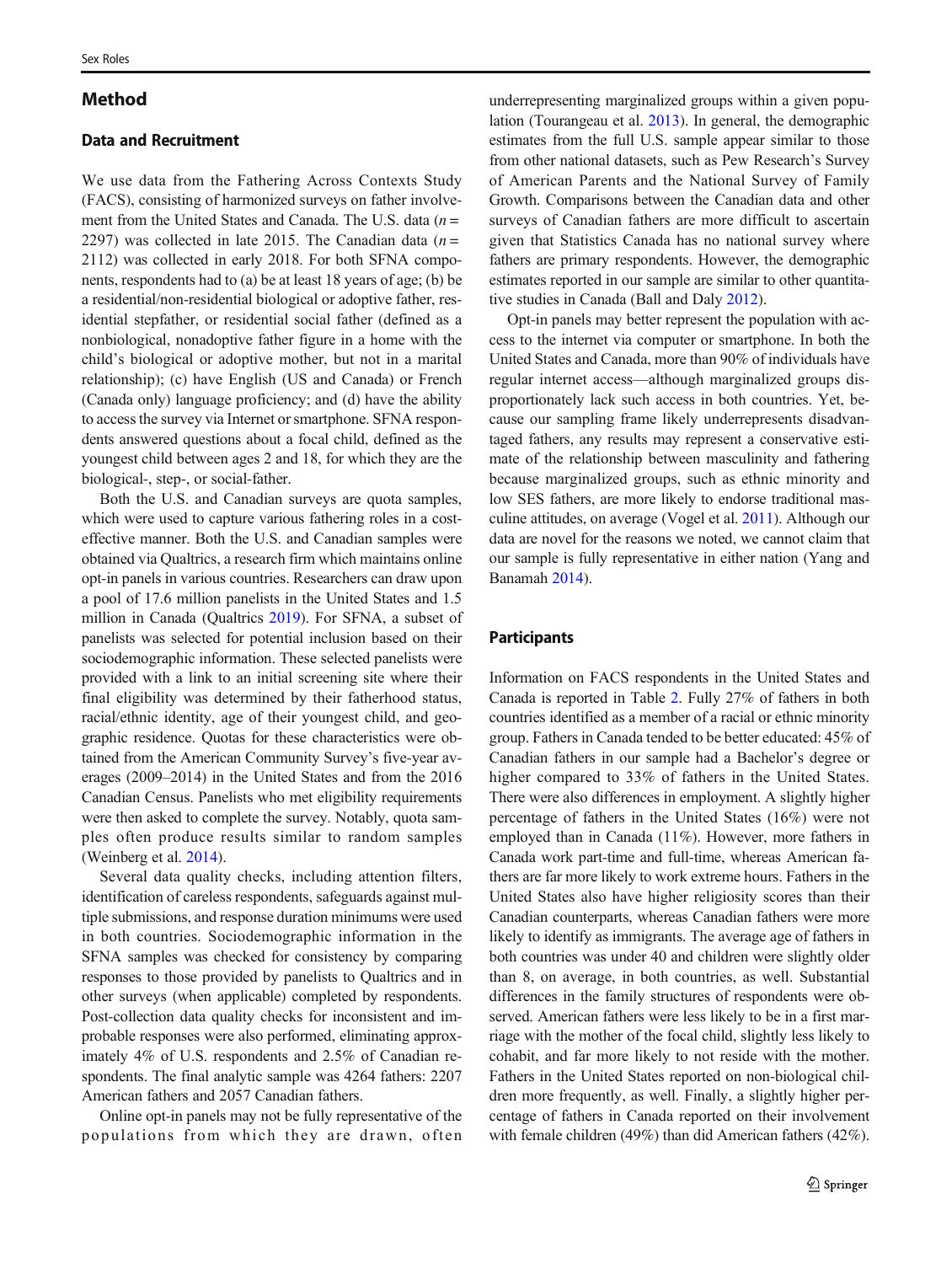## Method

### Data and Recruitment

We use data from the Fathering Across Contexts Study (FACS), consisting of harmonized surveys on father involvement from the United States and Canada. The U.S. data ($n$ = 2297) was collected in late 2015. The Canadian data ($n$ = 2112) was collected in early 2018. For both SFNA components, respondents had to (a) be at least 18 years of age; (b) be a residential/non-residential biological or adoptive father, residential stepfather, or residential social father (defined as a nonbiological, nonadoptive father figure in a home with the child's biological or adoptive mother, but not in a marital relationship); (c) have English (US and Canada) or French (Canada only) language proficiency; and (d) have the ability to access the survey via Internet or smartphone. SFNA respondents answered questions about a focal child, defined as the youngest child between ages 2 and 18, for which they are the biological-, step-, or social-father.

Both the U.S. and Canadian surveys are quota samples, which were used to capture various fathering roles in a cost-effective manner. Both the U.S. and Canadian samples were obtained via Qualtrics, a research firm which maintains online opt-in panels in various countries. Researchers can draw upon a pool of 17.6 million panelists in the United States and 1.5 million in Canada (Qualtrics 2019). For SFNA, a subset of panelists was selected for potential inclusion based on their sociodemographic information. These selected panelists were provided with a link to an initial screening site where their final eligibility was determined by their fatherhood status, racial/ethnic identity, age of their youngest child, and geographic residence. Quotas for these characteristics were obtained from the American Community Survey's five-year averages (2009–2014) in the United States and from the 2016 Canadian Census. Panelists who met eligibility requirements were then asked to complete the survey. Notably, quota samples often produce results similar to random samples (Weinberg et al. 2014).

Several data quality checks, including attention filters, identification of careless respondents, safeguards against multiple submissions, and response duration minimums were used in both countries. Sociodemographic information in the SFNA samples was checked for consistency by comparing responses to those provided by panelists to Qualtrics and in other surveys (when applicable) completed by respondents. Post-collection data quality checks for inconsistent and improbable responses were also performed, eliminating approximately 4% of U.S. respondents and 2.5% of Canadian respondents. The final analytic sample was 4264 fathers: 2207 American fathers and 2057 Canadian fathers.

Online opt-in panels may not be fully representative of the populations from which they are drawn, often underrepresenting marginalized groups within a given population (Tourangeau et al. 2013). In general, the demographic estimates from the full U.S. sample appear similar to those from other national datasets, such as Pew Research's Survey of American Parents and the National Survey of Family Growth. Comparisons between the Canadian data and other surveys of Canadian fathers are more difficult to ascertain given that Statistics Canada has no national survey where fathers are primary respondents. However, the demographic estimates reported in our sample are similar to other quantitative studies in Canada (Ball and Daly 2012).

Opt-in panels may better represent the population with access to the internet via computer or smartphone. In both the United States and Canada, more than 90% of individuals have regular internet access—although marginalized groups disproportionately lack such access in both countries. Yet, because our sampling frame likely underrepresents disadvantaged fathers, any results may represent a conservative estimate of the relationship between masculinity and fathering because marginalized groups, such as ethnic minority and low SES fathers, are more likely to endorse traditional masculine attitudes, on average (Vogel et al. 2011). Although our data are novel for the reasons we noted, we cannot claim that our sample is fully representative in either nation (Yang and Banamah 2014).

### Participants

Information on FACS respondents in the United States and Canada is reported in Table 2. Fully 27% of fathers in both countries identified as a member of a racial or ethnic minority group. Fathers in Canada tended to be better educated: 45% of Canadian fathers in our sample had a Bachelor's degree or higher compared to 33% of fathers in the United States. There were also differences in employment. A slightly higher percentage of fathers in the United States (16%) were not employed than in Canada (11%). However, more fathers in Canada work part-time and full-time, whereas American fathers are far more likely to work extreme hours. Fathers in the United States also have higher religiosity scores than their Canadian counterparts, whereas Canadian fathers were more likely to identify as immigrants. The average age of fathers in both countries was under 40 and children were slightly older than 8, on average, in both countries, as well. Substantial differences in the family structures of respondents were observed. American fathers were less likely to be in a first marriage with the mother of the focal child, slightly less likely to cohabit, and far more likely to not reside with the mother. Fathers in the United States reported on non-biological children more frequently, as well. Finally, a slightly higher percentage of fathers in Canada reported on their involvement with female children (49%) than did American fathers (42%).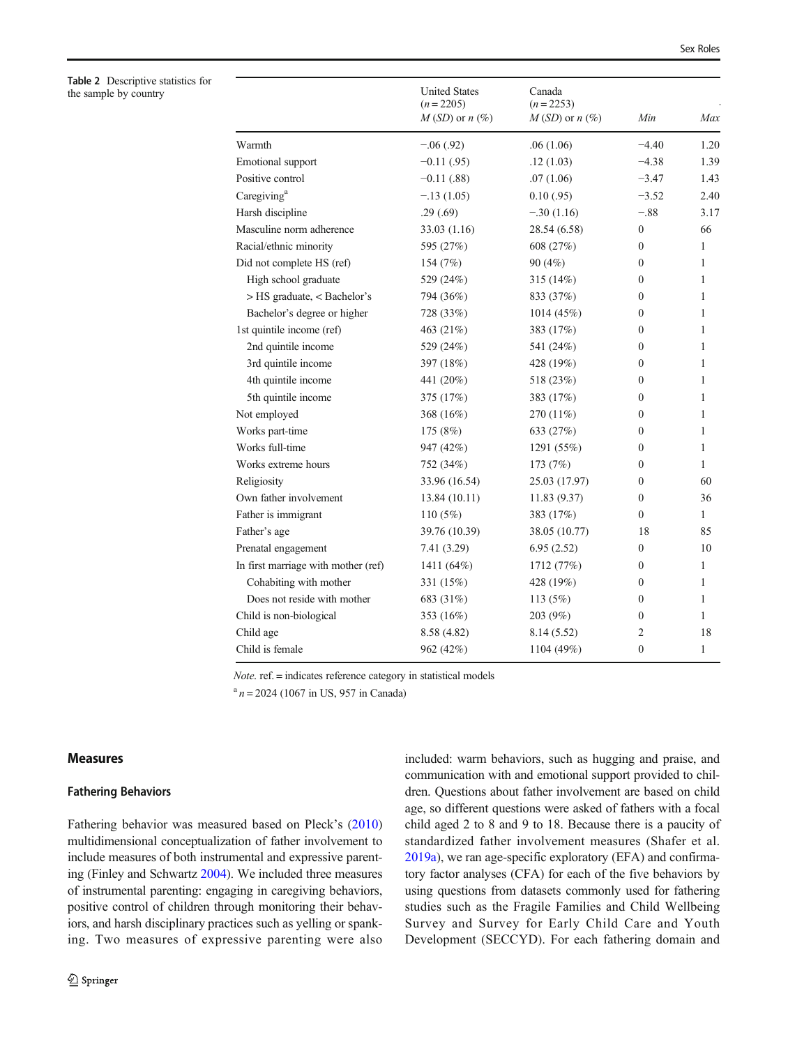Table 2 Descriptive statistics for the sample by country

| | United States ($n = 2205$) *M* (*SD*) or *n* (%) | Canada ($n = 2253$) *M* (*SD*) or *n* (%) | *Min* | *Max* |
|---|---|---|---|---|
| Warmth | −.06 (.92) | .06 (1.06) | −4.40 | 1.20 |
| Emotional support | −0.11 (.95) | .12 (1.03) | −4.38 | 1.39 |
| Positive control | −0.11 (.88) | .07 (1.06) | −3.47 | 1.43 |
| Caregiving[a] | −.13 (1.05) | 0.10 (.95) | −3.52 | 2.40 |
| Harsh discipline | .29 (.69) | −.30 (1.16) | −.88 | 3.17 |
| Masculine norm adherence | 33.03 (1.16) | 28.54 (6.58) | 0 | 66 |
| Racial/ethnic minority | 595 (27%) | 608 (27%) | 0 | 1 |
| Did not complete HS (ref) | 154 (7%) | 90 (4%) | 0 | 1 |
| High school graduate | 529 (24%) | 315 (14%) | 0 | 1 |
| > HS graduate, < Bachelor's | 794 (36%) | 833 (37%) | 0 | 1 |
| Bachelor's degree or higher | 728 (33%) | 1014 (45%) | 0 | 1 |
| 1st quintile income (ref) | 463 (21%) | 383 (17%) | 0 | 1 |
| 2nd quintile income | 529 (24%) | 541 (24%) | 0 | 1 |
| 3rd quintile income | 397 (18%) | 428 (19%) | 0 | 1 |
| 4th quintile income | 441 (20%) | 518 (23%) | 0 | 1 |
| 5th quintile income | 375 (17%) | 383 (17%) | 0 | 1 |
| Not employed | 368 (16%) | 270 (11%) | 0 | 1 |
| Works part-time | 175 (8%) | 633 (27%) | 0 | 1 |
| Works full-time | 947 (42%) | 1291 (55%) | 0 | 1 |
| Works extreme hours | 752 (34%) | 173 (7%) | 0 | 1 |
| Religiosity | 33.96 (16.54) | 25.03 (17.97) | 0 | 60 |
| Own father involvement | 13.84 (10.11) | 11.83 (9.37) | 0 | 36 |
| Father is immigrant | 110 (5%) | 383 (17%) | 0 | 1 |
| Father's age | 39.76 (10.39) | 38.05 (10.77) | 18 | 85 |
| Prenatal engagement | 7.41 (3.29) | 6.95 (2.52) | 0 | 10 |
| In first marriage with mother (ref) | 1411 (64%) | 1712 (77%) | 0 | 1 |
| Cohabiting with mother | 331 (15%) | 428 (19%) | 0 | 1 |
| Does not reside with mother | 683 (31%) | 113 (5%) | 0 | 1 |
| Child is non-biological | 353 (16%) | 203 (9%) | 0 | 1 |
| Child age | 8.58 (4.82) | 8.14 (5.52) | 2 | 18 |
| Child is female | 962 (42%) | 1104 (49%) | 0 | 1 |

*Note*. ref. = indicates reference category in statistical models

[a] $n = 2024$ (1067 in US, 957 in Canada)

## Measures

### Fathering Behaviors

Fathering behavior was measured based on Pleck's (2010) multidimensional conceptualization of father involvement to include measures of both instrumental and expressive parenting (Finley and Schwartz 2004). We included three measures of instrumental parenting: engaging in caregiving behaviors, positive control of children through monitoring their behaviors, and harsh disciplinary practices such as yelling or spanking. Two measures of expressive parenting were also included: warm behaviors, such as hugging and praise, and communication with and emotional support provided to children. Questions about father involvement are based on child age, so different questions were asked of fathers with a focal child aged 2 to 8 and 9 to 18. Because there is a paucity of standardized father involvement measures (Shafer et al. 2019a), we ran age-specific exploratory (EFA) and confirmatory factor analyses (CFA) for each of the five behaviors by using questions from datasets commonly used for fathering studies such as the Fragile Families and Child Wellbeing Survey and Survey for Early Child Care and Youth Development (SECCYD). For each fathering domain and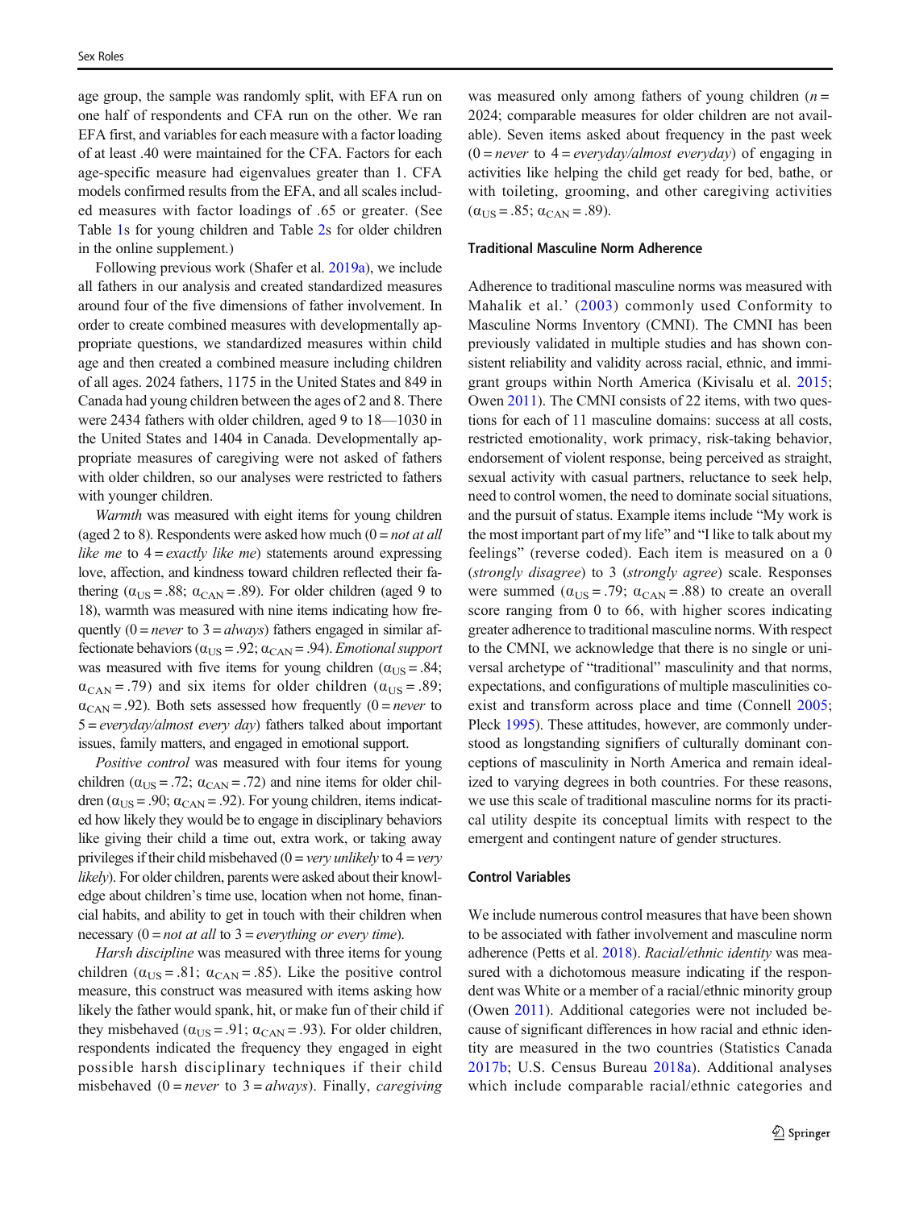age group, the sample was randomly split, with EFA run on one half of respondents and CFA run on the other. We ran EFA first, and variables for each measure with a factor loading of at least .40 were maintained for the CFA. Factors for each age-specific measure had eigenvalues greater than 1. CFA models confirmed results from the EFA, and all scales included measures with factor loadings of .65 or greater. (See Table 1s for young children and Table 2s for older children in the online supplement.)

Following previous work (Shafer et al. 2019a), we include all fathers in our analysis and created standardized measures around four of the five dimensions of father involvement. In order to create combined measures with developmentally appropriate questions, we standardized measures within child age and then created a combined measure including children of all ages. 2024 fathers, 1175 in the United States and 849 in Canada had young children between the ages of 2 and 8. There were 2434 fathers with older children, aged 9 to 18—1030 in the United States and 1404 in Canada. Developmentally appropriate measures of caregiving were not asked of fathers with older children, so our analyses were restricted to fathers with younger children.

*Warmth* was measured with eight items for young children (aged 2 to 8). Respondents were asked how much (0 = *not at all like me* to 4 = *exactly like me*) statements around expressing love, affection, and kindness toward children reflected their fathering ($\alpha_{US} = .88$; $\alpha_{CAN} = .89$). For older children (aged 9 to 18), warmth was measured with nine items indicating how frequently (0 = *never* to 3 = *always*) fathers engaged in similar affectionate behaviors ($\alpha_{US} = .92$; $\alpha_{CAN} = .94$). *Emotional support* was measured with five items for young children ($\alpha_{US} = .84$; $\alpha_{CAN} = .79$) and six items for older children ($\alpha_{US} = .89$; $\alpha_{CAN} = .92$). Both sets assessed how frequently (0 = *never* to 5 = *everyday/almost every day*) fathers talked about important issues, family matters, and engaged in emotional support.

*Positive control* was measured with four items for young children ($\alpha_{US} = .72$; $\alpha_{CAN} = .72$) and nine items for older children ($\alpha_{US} = .90$; $\alpha_{CAN} = .92$). For young children, items indicated how likely they would be to engage in disciplinary behaviors like giving their child a time out, extra work, or taking away privileges if their child misbehaved (0 = *very unlikely* to 4 = *very likely*). For older children, parents were asked about their knowledge about children's time use, location when not home, financial habits, and ability to get in touch with their children when necessary (0 = *not at all* to 3 = *everything or every time*).

*Harsh discipline* was measured with three items for young children ($\alpha_{US} = .81$; $\alpha_{CAN} = .85$). Like the positive control measure, this construct was measured with items asking how likely the father would spank, hit, or make fun of their child if they misbehaved ($\alpha_{US} = .91$; $\alpha_{CAN} = .93$). For older children, respondents indicated the frequency they engaged in eight possible harsh disciplinary techniques if their child misbehaved (0 = *never* to 3 = *always*). Finally, *caregiving* was measured only among fathers of young children ($n$ = 2024; comparable measures for older children are not available). Seven items asked about frequency in the past week (0 = *never* to 4 = *everyday/almost everyday*) of engaging in activities like helping the child get ready for bed, bathe, or with toileting, grooming, and other caregiving activities ($\alpha_{US} = .85$; $\alpha_{CAN} = .89$).

### Traditional Masculine Norm Adherence

Adherence to traditional masculine norms was measured with Mahalik et al.' (2003) commonly used Conformity to Masculine Norms Inventory (CMNI). The CMNI has been previously validated in multiple studies and has shown consistent reliability and validity across racial, ethnic, and immigrant groups within North America (Kivisalu et al. 2015; Owen 2011). The CMNI consists of 22 items, with two questions for each of 11 masculine domains: success at all costs, restricted emotionality, work primacy, risk-taking behavior, endorsement of violent response, being perceived as straight, sexual activity with casual partners, reluctance to seek help, need to control women, the need to dominate social situations, and the pursuit of status. Example items include "My work is the most important part of my life" and "I like to talk about my feelings" (reverse coded). Each item is measured on a 0 (*strongly disagree*) to 3 (*strongly agree*) scale. Responses were summed ($\alpha_{US} = .79$; $\alpha_{CAN} = .88$) to create an overall score ranging from 0 to 66, with higher scores indicating greater adherence to traditional masculine norms. With respect to the CMNI, we acknowledge that there is no single or universal archetype of "traditional" masculinity and that norms, expectations, and configurations of multiple masculinities coexist and transform across place and time (Connell 2005; Pleck 1995). These attitudes, however, are commonly understood as longstanding signifiers of culturally dominant conceptions of masculinity in North America and remain idealized to varying degrees in both countries. For these reasons, we use this scale of traditional masculine norms for its practical utility despite its conceptual limits with respect to the emergent and contingent nature of gender structures.

### Control Variables

We include numerous control measures that have been shown to be associated with father involvement and masculine norm adherence (Petts et al. 2018). *Racial/ethnic identity* was measured with a dichotomous measure indicating if the respondent was White or a member of a racial/ethnic minority group (Owen 2011). Additional categories were not included because of significant differences in how racial and ethnic identity are measured in the two countries (Statistics Canada 2017b; U.S. Census Bureau 2018a). Additional analyses which include comparable racial/ethnic categories and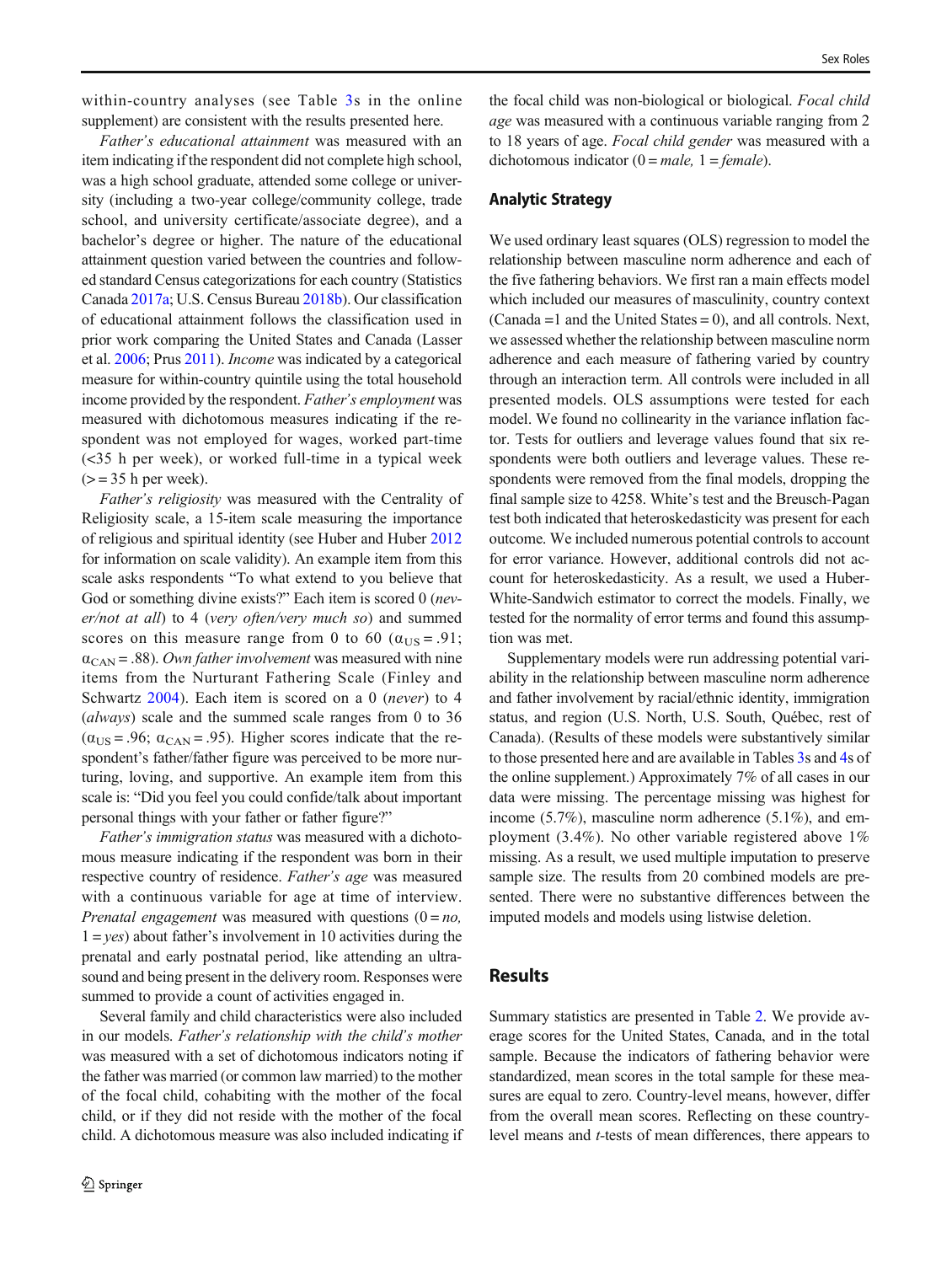within-country analyses (see Table 3s in the online supplement) are consistent with the results presented here.

*Father's educational attainment* was measured with an item indicating if the respondent did not complete high school, was a high school graduate, attended some college or university (including a two-year college/community college, trade school, and university certificate/associate degree), and a bachelor's degree or higher. The nature of the educational attainment question varied between the countries and followed standard Census categorizations for each country (Statistics Canada 2017a; U.S. Census Bureau 2018b). Our classification of educational attainment follows the classification used in prior work comparing the United States and Canada (Lasser et al. 2006; Prus 2011). *Income* was indicated by a categorical measure for within-country quintile using the total household income provided by the respondent. *Father's employment* was measured with dichotomous measures indicating if the respondent was not employed for wages, worked part-time (<35 h per week), or worked full-time in a typical week (>= 35 h per week).

*Father's religiosity* was measured with the Centrality of Religiosity scale, a 15-item scale measuring the importance of religious and spiritual identity (see Huber and Huber 2012 for information on scale validity). An example item from this scale asks respondents "To what extend to you believe that God or something divine exists?" Each item is scored 0 (*never/not at all*) to 4 (*very often/very much so*) and summed scores on this measure range from 0 to 60 ($\alpha_{US} = .91$; $\alpha_{CAN} = .88$). *Own father involvement* was measured with nine items from the Nurturant Fathering Scale (Finley and Schwartz 2004). Each item is scored on a 0 (*never*) to 4 (*always*) scale and the summed scale ranges from 0 to 36 ($\alpha_{US} = .96$; $\alpha_{CAN} = .95$). Higher scores indicate that the respondent's father/father figure was perceived to be more nurturing, loving, and supportive. An example item from this scale is: "Did you feel you could confide/talk about important personal things with your father or father figure?"

*Father's immigration status* was measured with a dichotomous measure indicating if the respondent was born in their respective country of residence. *Father's age* was measured with a continuous variable for age at time of interview. *Prenatal engagement* was measured with questions (0 = *no*, 1 = *yes*) about father's involvement in 10 activities during the prenatal and early postnatal period, like attending an ultrasound and being present in the delivery room. Responses were summed to provide a count of activities engaged in.

Several family and child characteristics were also included in our models. *Father's relationship with the child's mother* was measured with a set of dichotomous indicators noting if the father was married (or common law married) to the mother of the focal child, cohabiting with the mother of the focal child, or if they did not reside with the mother of the focal child. A dichotomous measure was also included indicating if the focal child was non-biological or biological. *Focal child age* was measured with a continuous variable ranging from 2 to 18 years of age. *Focal child gender* was measured with a dichotomous indicator (0 = *male*, 1 = *female*).

## Analytic Strategy

We used ordinary least squares (OLS) regression to model the relationship between masculine norm adherence and each of the five fathering behaviors. We first ran a main effects model which included our measures of masculinity, country context (Canada =1 and the United States = 0), and all controls. Next, we assessed whether the relationship between masculine norm adherence and each measure of fathering varied by country through an interaction term. All controls were included in all presented models. OLS assumptions were tested for each model. We found no collinearity in the variance inflation factor. Tests for outliers and leverage values found that six respondents were both outliers and leverage values. These respondents were removed from the final models, dropping the final sample size to 4258. White's test and the Breusch-Pagan test both indicated that heteroskedasticity was present for each outcome. We included numerous potential controls to account for error variance. However, additional controls did not account for heteroskedasticity. As a result, we used a Huber-White-Sandwich estimator to correct the models. Finally, we tested for the normality of error terms and found this assumption was met.

Supplementary models were run addressing potential variability in the relationship between masculine norm adherence and father involvement by racial/ethnic identity, immigration status, and region (U.S. North, U.S. South, Québec, rest of Canada). (Results of these models were substantively similar to those presented here and are available in Tables 3s and 4s of the online supplement.) Approximately 7% of all cases in our data were missing. The percentage missing was highest for income (5.7%), masculine norm adherence (5.1%), and employment (3.4%). No other variable registered above 1% missing. As a result, we used multiple imputation to preserve sample size. The results from 20 combined models are presented. There were no substantive differences between the imputed models and models using listwise deletion.

## Results

Summary statistics are presented in Table 2. We provide average scores for the United States, Canada, and in the total sample. Because the indicators of fathering behavior were standardized, mean scores in the total sample for these measures are equal to zero. Country-level means, however, differ from the overall mean scores. Reflecting on these country-level means and *t*-tests of mean differences, there appears to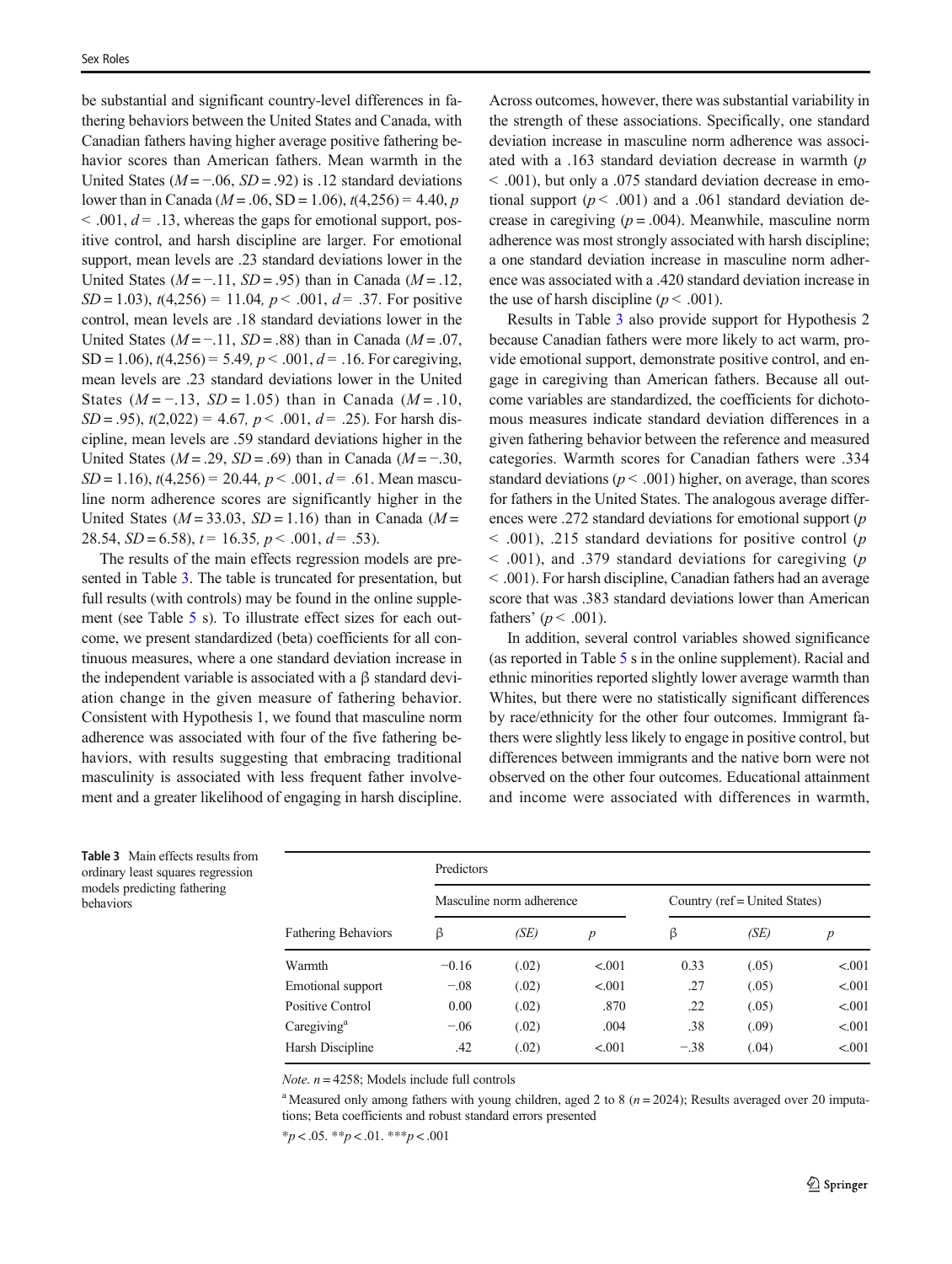be substantial and significant country-level differences in fathering behaviors between the United States and Canada, with Canadian fathers having higher average positive fathering behavior scores than American fathers. Mean warmth in the United States ($M = -.06$, $SD = .92$) is .12 standard deviations lower than in Canada ($M = .06$, SD = 1.06), $t(4{,}256) = 4.40$, $p < .001$, $d = .13$, whereas the gaps for emotional support, positive control, and harsh discipline are larger. For emotional support, mean levels are .23 standard deviations lower in the United States ($M = -.11$, $SD = .95$) than in Canada ($M = .12$, $SD = 1.03$), $t(4{,}256) = 11.04$, $p < .001$, $d = .37$. For positive control, mean levels are .18 standard deviations lower in the United States ($M = -.11$, $SD = .88$) than in Canada ($M = .07$, SD = 1.06), $t(4{,}256) = 5.49$, $p < .001$, $d = .16$. For caregiving, mean levels are .23 standard deviations lower in the United States ($M = -.13$, $SD = 1.05$) than in Canada ($M = .10$, $SD = .95$), $t(2{,}022) = 4.67$, $p < .001$, $d = .25$). For harsh discipline, mean levels are .59 standard deviations higher in the United States ($M = .29$, $SD = .69$) than in Canada ($M = -.30$, $SD = 1.16$), $t(4{,}256) = 20.44$, $p < .001$, $d = .61$. Mean masculine norm adherence scores are significantly higher in the United States ($M = 33.03$, $SD = 1.16$) than in Canada ($M = 28.54$, $SD = 6.58$), $t = 16.35$, $p < .001$, $d = .53$).

The results of the main effects regression models are presented in Table 3. The table is truncated for presentation, but full results (with controls) may be found in the online supplement (see Table 5 s). To illustrate effect sizes for each outcome, we present standardized (beta) coefficients for all continuous measures, where a one standard deviation increase in the independent variable is associated with a β standard deviation change in the given measure of fathering behavior. Consistent with Hypothesis 1, we found that masculine norm adherence was associated with four of the five fathering behaviors, with results suggesting that embracing traditional masculinity is associated with less frequent father involvement and a greater likelihood of engaging in harsh discipline. Across outcomes, however, there was substantial variability in the strength of these associations. Specifically, one standard deviation increase in masculine norm adherence was associated with a .163 standard deviation decrease in warmth ($p < .001$), but only a .075 standard deviation decrease in emotional support ($p < .001$) and a .061 standard deviation decrease in caregiving ($p = .004$). Meanwhile, masculine norm adherence was most strongly associated with harsh discipline; a one standard deviation increase in masculine norm adherence was associated with a .420 standard deviation increase in the use of harsh discipline ($p < .001$).

Results in Table 3 also provide support for Hypothesis 2 because Canadian fathers were more likely to act warm, provide emotional support, demonstrate positive control, and engage in caregiving than American fathers. Because all outcome variables are standardized, the coefficients for dichotomous measures indicate standard deviation differences in a given fathering behavior between the reference and measured categories. Warmth scores for Canadian fathers were .334 standard deviations ($p < .001$) higher, on average, than scores for fathers in the United States. The analogous average differences were .272 standard deviations for emotional support ($p < .001$), .215 standard deviations for positive control ($p < .001$), and .379 standard deviations for caregiving ($p < .001$). For harsh discipline, Canadian fathers had an average score that was .383 standard deviations lower than American fathers' ($p < .001$).

In addition, several control variables showed significance (as reported in Table 5 s in the online supplement). Racial and ethnic minorities reported slightly lower average warmth than Whites, but there were no statistically significant differences by race/ethnicity for the other four outcomes. Immigrant fathers were slightly less likely to engage in positive control, but differences between immigrants and the native born were not observed on the other four outcomes. Educational attainment and income were associated with differences in warmth,

**Table 3** Main effects results from ordinary least squares regression models predicting fathering behaviors

| | Predictors | | | | | |
|---|---|---|---|---|---|---|
| | Masculine norm adherence | | | Country (ref = United States) | | |
| Fathering Behaviors | β | *(SE)* | *p* | β | *(SE)* | *p* |
| Warmth | −0.16 | (.02) | <.001 | 0.33 | (.05) | <.001 |
| Emotional support | −.08 | (.02) | <.001 | .27 | (.05) | <.001 |
| Positive Control | 0.00 | (.02) | .870 | .22 | (.05) | <.001 |
| Caregiving[a] | −.06 | (.02) | .004 | .38 | (.09) | <.001 |
| Harsh Discipline | .42 | (.02) | <.001 | −.38 | (.04) | <.001 |

*Note.* $n = 4258$; Models include full controls

[a] Measured only among fathers with young children, aged 2 to 8 ($n = 2024$); Results averaged over 20 imputations; Beta coefficients and robust standard errors presented

\*$p < .05$. \*\*$p < .01$. \*\*\*$p < .001$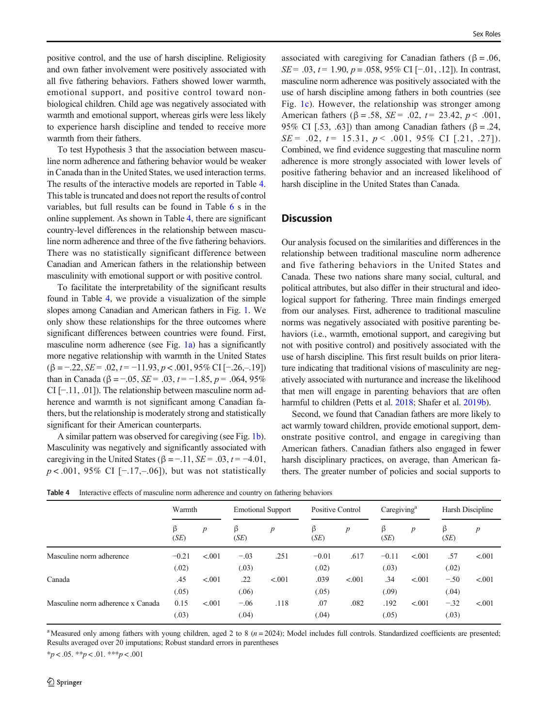positive control, and the use of harsh discipline. Religiosity and own father involvement were positively associated with all five fathering behaviors. Fathers showed lower warmth, emotional support, and positive control toward non-biological children. Child age was negatively associated with warmth and emotional support, whereas girls were less likely to experience harsh discipline and tended to receive more warmth from their fathers.

To test Hypothesis 3 that the association between masculine norm adherence and fathering behavior would be weaker in Canada than in the United States, we used interaction terms. The results of the interactive models are reported in Table 4. This table is truncated and does not report the results of control variables, but full results can be found in Table 6 s in the online supplement. As shown in Table 4, there are significant country-level differences in the relationship between masculine norm adherence and three of the five fathering behaviors. There was no statistically significant difference between Canadian and American fathers in the relationship between masculinity with emotional support or with positive control.

To facilitate the interpretability of the significant results found in Table 4, we provide a visualization of the simple slopes among Canadian and American fathers in Fig. 1. We only show these relationships for the three outcomes where significant differences between countries were found. First, masculine norm adherence (see Fig. 1a) has a significantly more negative relationship with warmth in the United States ($\beta = -.22$, $SE = .02$, $t = -11.93$, $p < .001$, 95% CI [−.26,–.19]) than in Canada ($\beta = -.05$, $SE = .03$, $t = -1.85$, $p = .064$, 95% CI [−.11, .01]). The relationship between masculine norm adherence and warmth is not significant among Canadian fathers, but the relationship is moderately strong and statistically significant for their American counterparts.

A similar pattern was observed for caregiving (see Fig. 1b). Masculinity was negatively and significantly associated with caregiving in the United States ($\beta = -.11$, $SE = .03$, $t = -4.01$, $p < .001$, 95% CI [−.17,–.06]), but was not statistically associated with caregiving for Canadian fathers ($\beta = .06$, $SE = .03$, $t = 1.90$, $p = .058$, 95% CI [−.01, .12]). In contrast, masculine norm adherence was positively associated with the use of harsh discipline among fathers in both countries (see Fig. 1c). However, the relationship was stronger among American fathers ($\beta = .58$, $SE = .02$, $t = 23.42$, $p < .001$, 95% CI [.53, .63]) than among Canadian fathers ($\beta = .24$, $SE = .02$, $t = 15.31$, $p < .001$, 95% CI [.21, .27]). Combined, we find evidence suggesting that masculine norm adherence is more strongly associated with lower levels of positive fathering behavior and an increased likelihood of harsh discipline in the United States than Canada.

## Discussion

Our analysis focused on the similarities and differences in the relationship between traditional masculine norm adherence and five fathering behaviors in the United States and Canada. These two nations share many social, cultural, and political attributes, but also differ in their structural and ideological support for fathering. Three main findings emerged from our analyses. First, adherence to traditional masculine norms was negatively associated with positive parenting behaviors (i.e., warmth, emotional support, and caregiving but not with positive control) and positively associated with the use of harsh discipline. This first result builds on prior literature indicating that traditional visions of masculinity are negatively associated with nurturance and increase the likelihood that men will engage in parenting behaviors that are often harmful to children (Petts et al. 2018; Shafer et al. 2019b).

Second, we found that Canadian fathers are more likely to act warmly toward children, provide emotional support, demonstrate positive control, and engage in caregiving than American fathers. Canadian fathers also engaged in fewer harsh disciplinary practices, on average, than American fathers. The greater number of policies and social supports to

**Table 4** Interactive effects of masculine norm adherence and country on fathering behaviors

| | Warmth | | Emotional Support | | Positive Control | | Caregiving[a] | | Harsh Discipline | |
|---|---|---|---|---|---|---|---|---|---|---|
| | β (*SE*) | *p* | β (*SE*) | *p* | β (*SE*) | *p* | β (*SE*) | *p* | β (*SE*) | *p* |
| Masculine norm adherence | −0.21 (.02) | <.001 | −.03 (.03) | .251 | −0.01 (.02) | .617 | −0.11 (.03) | <.001 | .57 (.02) | <.001 |
| Canada | .45 (.05) | <.001 | .22 (.06) | <.001 | .039 (.05) | <.001 | .34 (.09) | <.001 | −.50 (.04) | <.001 |
| Masculine norm adherence x Canada | 0.15 (.03) | <.001 | −.06 (.04) | .118 | .07 (.04) | .082 | .192 (.05) | <.001 | −.32 (.03) | <.001 |

[a] Measured only among fathers with young children, aged 2 to 8 ($n = 2024$); Model includes full controls. Standardized coefficients are presented; Results averaged over 20 imputations; Robust standard errors in parentheses

*$p < .05$. **$p < .01$. ***$p < .001$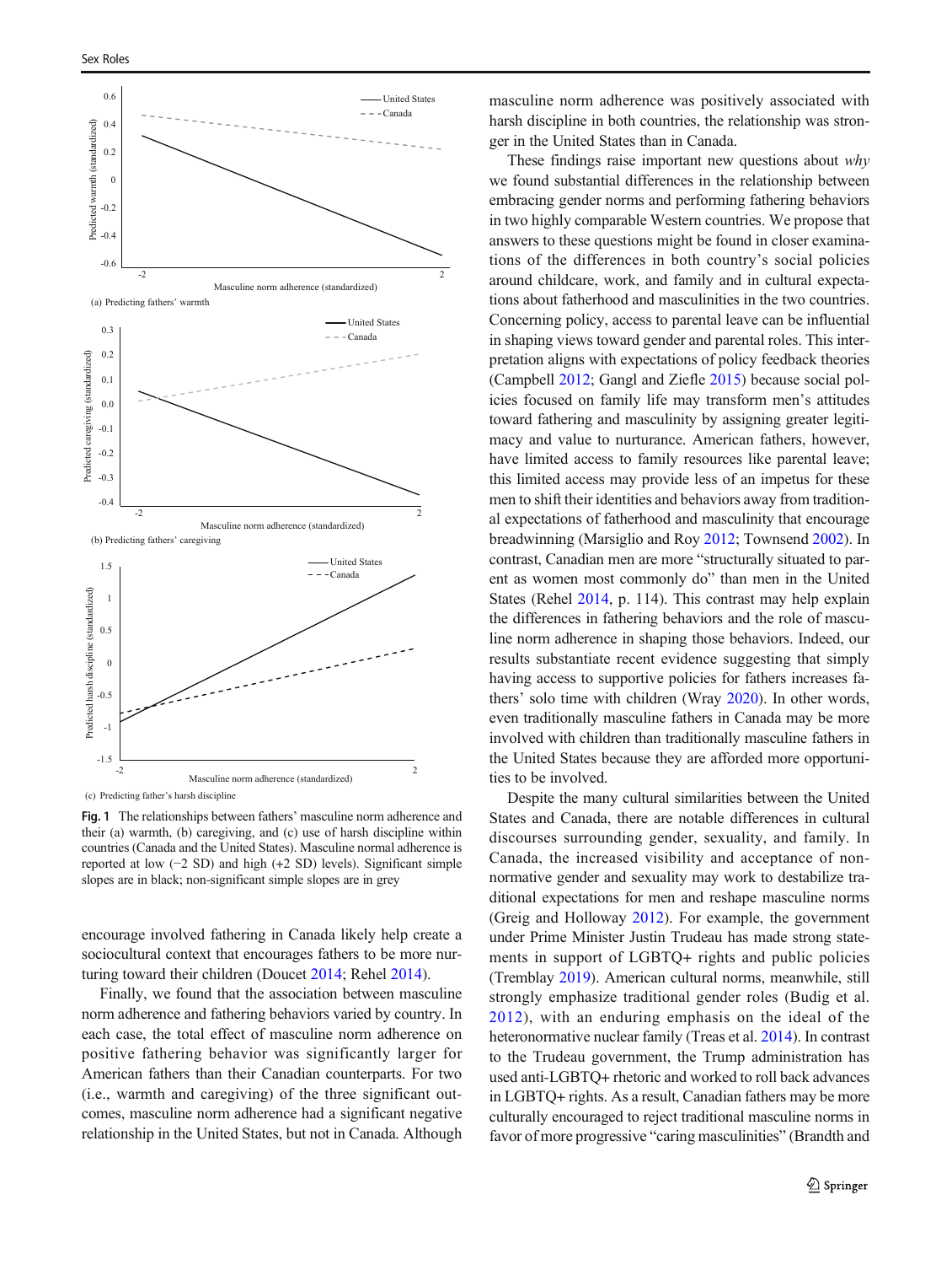0.6
0.4
0.2
0
-0.2
-0.4
-0.6
Predicted warmth (standardized)
-2
2
Masculine norm adherence (standardized)
United States
Canada

(a) Predicting fathers' warmth

0.3
0.2
0.1
0.0
-0.1
-0.2
-0.3
-0.4
Predicted caregiving (standardized)
-2
2
Masculine norm adherence (standardized)
United States
Canada

(b) Predicting fathers' caregiving

1.5
1
0.5
0
-0.5
-1
-1.5
Predicted harsh discipline (standardized)
-2
2
Masculine norm adherence (standardized)
United States
Canada

(c) Predicting father's harsh discipline

**Fig. 1** The relationships between fathers' masculine norm adherence and their (a) warmth, (b) caregiving, and (c) use of harsh discipline within countries (Canada and the United States). Masculine normal adherence is reported at low (−2 SD) and high (+2 SD) levels). Significant simple slopes are in black; non-significant simple slopes are in grey

encourage involved fathering in Canada likely help create a sociocultural context that encourages fathers to be more nurturing toward their children (Doucet 2014; Rehel 2014).

Finally, we found that the association between masculine norm adherence and fathering behaviors varied by country. In each case, the total effect of masculine norm adherence on positive fathering behavior was significantly larger for American fathers than their Canadian counterparts. For two (i.e., warmth and caregiving) of the three significant outcomes, masculine norm adherence had a significant negative relationship in the United States, but not in Canada. Although masculine norm adherence was positively associated with harsh discipline in both countries, the relationship was stronger in the United States than in Canada.

These findings raise important new questions about *why* we found substantial differences in the relationship between embracing gender norms and performing fathering behaviors in two highly comparable Western countries. We propose that answers to these questions might be found in closer examinations of the differences in both country's social policies around childcare, work, and family and in cultural expectations about fatherhood and masculinities in the two countries. Concerning policy, access to parental leave can be influential in shaping views toward gender and parental roles. This interpretation aligns with expectations of policy feedback theories (Campbell 2012; Gangl and Ziefle 2015) because social policies focused on family life may transform men's attitudes toward fathering and masculinity by assigning greater legitimacy and value to nurturance. American fathers, however, have limited access to family resources like parental leave; this limited access may provide less of an impetus for these men to shift their identities and behaviors away from traditional expectations of fatherhood and masculinity that encourage breadwinning (Marsiglio and Roy 2012; Townsend 2002). In contrast, Canadian men are more "structurally situated to parent as women most commonly do" than men in the United States (Rehel 2014, p. 114). This contrast may help explain the differences in fathering behaviors and the role of masculine norm adherence in shaping those behaviors. Indeed, our results substantiate recent evidence suggesting that simply having access to supportive policies for fathers increases fathers' solo time with children (Wray 2020). In other words, even traditionally masculine fathers in Canada may be more involved with children than traditionally masculine fathers in the United States because they are afforded more opportunities to be involved.

Despite the many cultural similarities between the United States and Canada, there are notable differences in cultural discourses surrounding gender, sexuality, and family. In Canada, the increased visibility and acceptance of non-normative gender and sexuality may work to destabilize traditional expectations for men and reshape masculine norms (Greig and Holloway 2012). For example, the government under Prime Minister Justin Trudeau has made strong statements in support of LGBTQ+ rights and public policies (Tremblay 2019). American cultural norms, meanwhile, still strongly emphasize traditional gender roles (Budig et al. 2012), with an enduring emphasis on the ideal of the heteronormative nuclear family (Treas et al. 2014). In contrast to the Trudeau government, the Trump administration has used anti-LGBTQ+ rhetoric and worked to roll back advances in LGBTQ+ rights. As a result, Canadian fathers may be more culturally encouraged to reject traditional masculine norms in favor of more progressive "caring masculinities" (Brandth and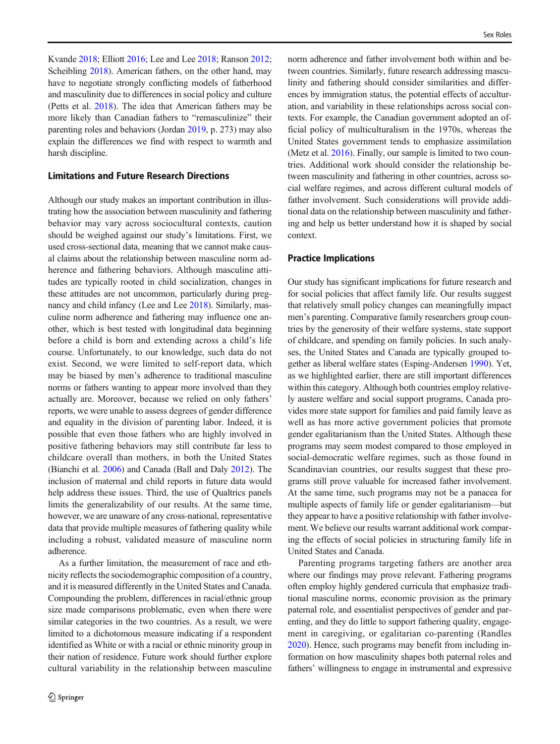Kvande 2018; Elliott 2016; Lee and Lee 2018; Ranson 2012; Scheibling 2018). American fathers, on the other hand, may have to negotiate strongly conflicting models of fatherhood and masculinity due to differences in social policy and culture (Petts et al. 2018). The idea that American fathers may be more likely than Canadian fathers to "remasculinize" their parenting roles and behaviors (Jordan 2019, p. 273) may also explain the differences we find with respect to warmth and harsh discipline.

## Limitations and Future Research Directions

Although our study makes an important contribution in illustrating how the association between masculinity and fathering behavior may vary across sociocultural contexts, caution should be weighed against our study's limitations. First, we used cross-sectional data, meaning that we cannot make causal claims about the relationship between masculine norm adherence and fathering behaviors. Although masculine attitudes are typically rooted in child socialization, changes in these attitudes are not uncommon, particularly during pregnancy and child infancy (Lee and Lee 2018). Similarly, masculine norm adherence and fathering may influence one another, which is best tested with longitudinal data beginning before a child is born and extending across a child's life course. Unfortunately, to our knowledge, such data do not exist. Second, we were limited to self-report data, which may be biased by men's adherence to traditional masculine norms or fathers wanting to appear more involved than they actually are. Moreover, because we relied on only fathers' reports, we were unable to assess degrees of gender difference and equality in the division of parenting labor. Indeed, it is possible that even those fathers who are highly involved in positive fathering behaviors may still contribute far less to childcare overall than mothers, in both the United States (Bianchi et al. 2006) and Canada (Ball and Daly 2012). The inclusion of maternal and child reports in future data would help address these issues. Third, the use of Qualtrics panels limits the generalizability of our results. At the same time, however, we are unaware of any cross-national, representative data that provide multiple measures of fathering quality while including a robust, validated measure of masculine norm adherence.

As a further limitation, the measurement of race and ethnicity reflects the sociodemographic composition of a country, and it is measured differently in the United States and Canada. Compounding the problem, differences in racial/ethnic group size made comparisons problematic, even when there were similar categories in the two countries. As a result, we were limited to a dichotomous measure indicating if a respondent identified as White or with a racial or ethnic minority group in their nation of residence. Future work should further explore cultural variability in the relationship between masculine norm adherence and father involvement both within and between countries. Similarly, future research addressing masculinity and fathering should consider similarities and differences by immigration status, the potential effects of acculturation, and variability in these relationships across social contexts. For example, the Canadian government adopted an official policy of multiculturalism in the 1970s, whereas the United States government tends to emphasize assimilation (Metz et al. 2016). Finally, our sample is limited to two countries. Additional work should consider the relationship between masculinity and fathering in other countries, across social welfare regimes, and across different cultural models of father involvement. Such considerations will provide additional data on the relationship between masculinity and fathering and help us better understand how it is shaped by social context.

## Practice Implications

Our study has significant implications for future research and for social policies that affect family life. Our results suggest that relatively small policy changes can meaningfully impact men's parenting. Comparative family researchers group countries by the generosity of their welfare systems, state support of childcare, and spending on family policies. In such analyses, the United States and Canada are typically grouped together as liberal welfare states (Esping-Andersen 1990). Yet, as we highlighted earlier, there are still important differences within this category. Although both countries employ relatively austere welfare and social support programs, Canada provides more state support for families and paid family leave as well as has more active government policies that promote gender egalitarianism than the United States. Although these programs may seem modest compared to those employed in social-democratic welfare regimes, such as those found in Scandinavian countries, our results suggest that these programs still prove valuable for increased father involvement. At the same time, such programs may not be a panacea for multiple aspects of family life or gender egalitarianism—but they appear to have a positive relationship with father involvement. We believe our results warrant additional work comparing the effects of social policies in structuring family life in United States and Canada.

Parenting programs targeting fathers are another area where our findings may prove relevant. Fathering programs often employ highly gendered curricula that emphasize traditional masculine norms, economic provision as the primary paternal role, and essentialist perspectives of gender and parenting, and they do little to support fathering quality, engagement in caregiving, or egalitarian co-parenting (Randles 2020). Hence, such programs may benefit from including information on how masculinity shapes both paternal roles and fathers' willingness to engage in instrumental and expressive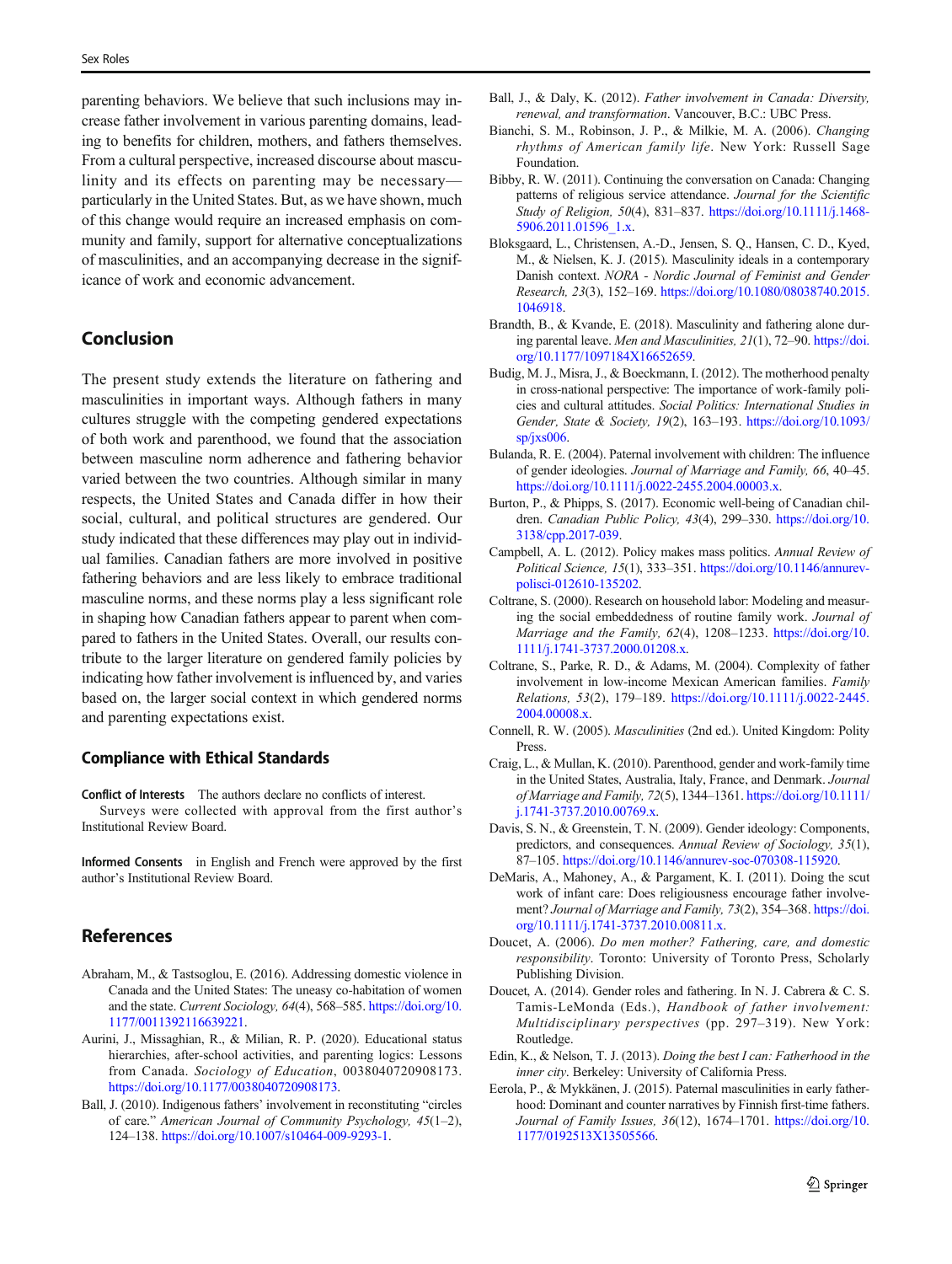parenting behaviors. We believe that such inclusions may increase father involvement in various parenting domains, leading to benefits for children, mothers, and fathers themselves. From a cultural perspective, increased discourse about masculinity and its effects on parenting may be necessary—particularly in the United States. But, as we have shown, much of this change would require an increased emphasis on community and family, support for alternative conceptualizations of masculinities, and an accompanying decrease in the significance of work and economic advancement.

## Conclusion

The present study extends the literature on fathering and masculinities in important ways. Although fathers in many cultures struggle with the competing gendered expectations of both work and parenthood, we found that the association between masculine norm adherence and fathering behavior varied between the two countries. Although similar in many respects, the United States and Canada differ in how their social, cultural, and political structures are gendered. Our study indicated that these differences may play out in individual families. Canadian fathers are more involved in positive fathering behaviors and are less likely to embrace traditional masculine norms, and these norms play a less significant role in shaping how Canadian fathers appear to parent when compared to fathers in the United States. Overall, our results contribute to the larger literature on gendered family policies by indicating how father involvement is influenced by, and varies based on, the larger social context in which gendered norms and parenting expectations exist.

### Compliance with Ethical Standards

**Conflict of Interests** The authors declare no conflicts of interest.
Surveys were collected with approval from the first author's Institutional Review Board.

**Informed Consents** in English and French were approved by the first author's Institutional Review Board.

## References

Abraham, M., & Tastsoglou, E. (2016). Addressing domestic violence in Canada and the United States: The uneasy co-habitation of women and the state. *Current Sociology, 64*(4), 568–585. https://doi.org/10.1177/0011392116639221.

Aurini, J., Missaghian, R., & Milian, R. P. (2020). Educational status hierarchies, after-school activities, and parenting logics: Lessons from Canada. *Sociology of Education*, 0038040720908173. https://doi.org/10.1177/0038040720908173.

Ball, J. (2010). Indigenous fathers' involvement in reconstituting "circles of care." *American Journal of Community Psychology, 45*(1–2), 124–138. https://doi.org/10.1007/s10464-009-9293-1.

Ball, J., & Daly, K. (2012). *Father involvement in Canada: Diversity, renewal, and transformation*. Vancouver, B.C.: UBC Press.

Bianchi, S. M., Robinson, J. P., & Milkie, M. A. (2006). *Changing rhythms of American family life*. New York: Russell Sage Foundation.

Bibby, R. W. (2011). Continuing the conversation on Canada: Changing patterns of religious service attendance. *Journal for the Scientific Study of Religion, 50*(4), 831–837. https://doi.org/10.1111/j.1468-5906.2011.01596_1.x.

Bloksgaard, L., Christensen, A.-D., Jensen, S. Q., Hansen, C. D., Kyed, M., & Nielsen, K. J. (2015). Masculinity ideals in a contemporary Danish context. *NORA - Nordic Journal of Feminist and Gender Research, 23*(3), 152–169. https://doi.org/10.1080/08038740.2015.1046918.

Brandth, B., & Kvande, E. (2018). Masculinity and fathering alone during parental leave. *Men and Masculinities, 21*(1), 72–90. https://doi.org/10.1177/1097184X16652659.

Budig, M. J., Misra, J., & Boeckmann, I. (2012). The motherhood penalty in cross-national perspective: The importance of work-family policies and cultural attitudes. *Social Politics: International Studies in Gender, State & Society, 19*(2), 163–193. https://doi.org/10.1093/sp/jxs006.

Bulanda, R. E. (2004). Paternal involvement with children: The influence of gender ideologies. *Journal of Marriage and Family, 66*, 40–45. https://doi.org/10.1111/j.0022-2455.2004.00003.x.

Burton, P., & Phipps, S. (2017). Economic well-being of Canadian children. *Canadian Public Policy, 43*(4), 299–330. https://doi.org/10.3138/cpp.2017-039.

Campbell, A. L. (2012). Policy makes mass politics. *Annual Review of Political Science, 15*(1), 333–351. https://doi.org/10.1146/annurev-polisci-012610-135202.

Coltrane, S. (2000). Research on household labor: Modeling and measuring the social embeddedness of routine family work. *Journal of Marriage and the Family, 62*(4), 1208–1233. https://doi.org/10.1111/j.1741-3737.2000.01208.x.

Coltrane, S., Parke, R. D., & Adams, M. (2004). Complexity of father involvement in low-income Mexican American families. *Family Relations, 53*(2), 179–189. https://doi.org/10.1111/j.0022-2445.2004.00008.x.

Connell, R. W. (2005). *Masculinities* (2nd ed.). United Kingdom: Polity Press.

Craig, L., & Mullan, K. (2010). Parenthood, gender and work-family time in the United States, Australia, Italy, France, and Denmark. *Journal of Marriage and Family, 72*(5), 1344–1361. https://doi.org/10.1111/j.1741-3737.2010.00769.x.

Davis, S. N., & Greenstein, T. N. (2009). Gender ideology: Components, predictors, and consequences. *Annual Review of Sociology, 35*(1), 87–105. https://doi.org/10.1146/annurev-soc-070308-115920.

DeMaris, A., Mahoney, A., & Pargament, K. I. (2011). Doing the scut work of infant care: Does religiousness encourage father involvement? *Journal of Marriage and Family, 73*(2), 354–368. https://doi.org/10.1111/j.1741-3737.2010.00811.x.

Doucet, A. (2006). *Do men mother? Fathering, care, and domestic responsibility*. Toronto: University of Toronto Press, Scholarly Publishing Division.

Doucet, A. (2014). Gender roles and fathering. In N. J. Cabrera & C. S. Tamis-LeMonda (Eds.), *Handbook of father involvement: Multidisciplinary perspectives* (pp. 297–319). New York: Routledge.

Edin, K., & Nelson, T. J. (2013). *Doing the best I can: Fatherhood in the inner city*. Berkeley: University of California Press.

Eerola, P., & Mykkänen, J. (2015). Paternal masculinities in early fatherhood: Dominant and counter narratives by Finnish first-time fathers. *Journal of Family Issues, 36*(12), 1674–1701. https://doi.org/10.1177/0192513X13505566.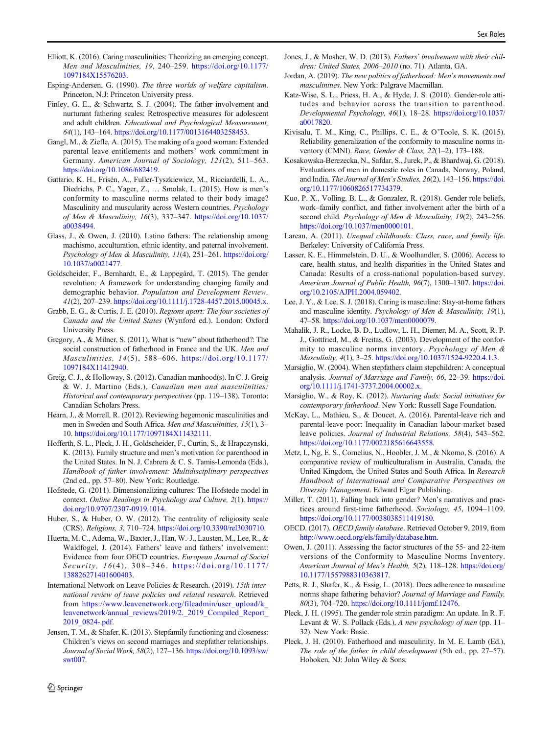Elliott, K. (2016). Caring masculinities: Theorizing an emerging concept. *Men and Masculinities, 19*, 240–259. https://doi.org/10.1177/1097184X15576203.

Esping-Andersen, G. (1990). *The three worlds of welfare capitalism*. Princeton, N.J: Princeton University press.

Finley, G. E., & Schwartz, S. J. (2004). The father involvement and nurturant fathering scales: Retrospective measures for adolescent and adult children. *Educational and Psychological Measurement, 64*(1), 143–164. https://doi.org/10.1177/0013164403258453.

Gangl, M., & Ziefle, A. (2015). The making of a good woman: Extended parental leave entitlements and mothers' work commitment in Germany. *American Journal of Sociology, 121*(2), 511–563. https://doi.org/10.1086/682419.

Gattario, K. H., Frisén, A., Fuller-Tyszkiewicz, M., Ricciardelli, L. A., Diedrichs, P. C., Yager, Z., … Smolak, L. (2015). How is men's conformity to masculine norms related to their body image? Masculinity and muscularity across Western countries. *Psychology of Men & Masculinity, 16*(3), 337–347. https://doi.org/10.1037/a0038494.

Glass, J., & Owen, J. (2010). Latino fathers: The relationship among machismo, acculturation, ethnic identity, and paternal involvement. *Psychology of Men & Masculinity, 11*(4), 251–261. https://doi.org/10.1037/a0021477.

Goldscheider, F., Bernhardt, E., & Lappegård, T. (2015). The gender revolution: A framework for understanding changing family and demographic behavior. *Population and Development Review, 41*(2), 207–239. https://doi.org/10.1111/j.1728-4457.2015.00045.x.

Grabb, E. G., & Curtis, J. E. (2010). *Regions apart: The four societies of Canada and the United States* (Wynford ed.). London: Oxford University Press.

Gregory, A., & Milner, S. (2011). What is "new" about fatherhood?: The social construction of fatherhood in France and the UK. *Men and Masculinities, 14*(5), 588–606. https://doi.org/10.1177/1097184X11412940.

Greig, C. J., & Holloway, S. (2012). Canadian manhood(s). In C. J. Greig & W. J. Martino (Eds.), *Canadian men and masculinities: Historical and contemporary perspectives* (pp. 119–138). Toronto: Canadian Scholars Press.

Hearn, J., & Morrell, R. (2012). Reviewing hegemonic masculinities and men in Sweden and South Africa. *Men and Masculinities, 15*(1), 3–10. https://doi.org/10.1177/1097184X11432111.

Hofferth, S. L., Pleck, J. H., Goldscheider, F., Curtin, S., & Hrapczynski, K. (2013). Family structure and men's motivation for parenthood in the United States. In N. J. Cabrera & C. S. Tamis-Lemonda (Eds.), *Handbook of father involvement: Multidisciplinary perspectives* (2nd ed., pp. 57–80). New York: Routledge.

Hofstede, G. (2011). Dimensionalizing cultures: The Hofstede model in context. *Online Readings in Psychology and Culture, 2*(1). https://doi.org/10.9707/2307-0919.1014.

Huber, S., & Huber, O. W. (2012). The centrality of religiosity scale (CRS). *Religions, 3*, 710–724. https://doi.org/10.3390/rel3030710.

Huerta, M. C., Adema, W., Baxter, J., Han, W.-J., Lausten, M., Lee, R., & Waldfogel, J. (2014). Fathers' leave and fathers' involvement: Evidence from four OECD countries. *European Journal of Social Security, 16*(4), 308–346. https://doi.org/10.1177/138826271401600403.

International Network on Leave Policies & Research. (2019). *15th international review of leave policies and related research*. Retrieved from https://www.leavenetwork.org/fileadmin/user_upload/k_leavenetwork/annual_reviews/2019/2._2019_Compiled_Report_2019_0824-.pdf.

Jensen, T. M., & Shafer, K. (2013). Stepfamily functioning and closeness: Children's views on second marriages and stepfather relationships. *Journal of Social Work, 58*(2), 127–136. https://doi.org/10.1093/sw/swt007.

Jones, J., & Mosher, W. D. (2013). *Fathers' involvement with their children: United States, 2006–2010* (no. 71). Atlanta, GA.

Jordan, A. (2019). *The new politics of fatherhood: Men's movements and masculinities*. New York: Palgrave Macmillan.

Katz-Wise, S. L., Priess, H. A., & Hyde, J. S. (2010). Gender-role attitudes and behavior across the transition to parenthood. *Developmental Psychology, 46*(1), 18–28. https://doi.org/10.1037/a0017820.

Kivisalu, T. M., King, C., Phillips, C. E., & O'Toole, S. K. (2015). Reliability generalization of the conformity to masculine norms inventory (CMNI). *Race, Gender & Class, 22*(1–2), 173–188.

Kosakowska-Berezecka, N., Safdar, S., Jurek, P., & Bhardwaj, G. (2018). Evaluations of men in domestic roles in Canada, Norway, Poland, and India. *The Journal of Men's Studies, 26*(2), 143–156. https://doi.org/10.1177/1060826517734379.

Kuo, P. X., Volling, B. L., & Gonzalez, R. (2018). Gender role beliefs, work–family conflict, and father involvement after the birth of a second child. *Psychology of Men & Masculinity, 19*(2), 243–256. https://doi.org/10.1037/men0000101.

Lareau, A. (2011). *Unequal childhoods: Class, race, and family life*. Berkeley: University of California Press.

Lasser, K. E., Himmelstein, D. U., & Woolhandler, S. (2006). Access to care, health status, and health disparities in the United States and Canada: Results of a cross-national population-based survey. *American Journal of Public Health, 96*(7), 1300–1307. https://doi.org/10.2105/AJPH.2004.059402.

Lee, J. Y., & Lee, S. J. (2018). Caring is masculine: Stay-at-home fathers and masculine identity. *Psychology of Men & Masculinity, 19*(1), 47–58. https://doi.org/10.1037/men0000079.

Mahalik, J. R., Locke, B. D., Ludlow, L. H., Diemer, M. A., Scott, R. P. J., Gottfried, M., & Freitas, G. (2003). Development of the conformity to masculine norms inventory. *Psychology of Men & Masculinity, 4*(1), 3–25. https://doi.org/10.1037/1524-9220.4.1.3.

Marsiglio, W. (2004). When stepfathers claim stepchildren: A conceptual analysis. *Journal of Marriage and Family, 66*, 22–39. https://doi.org/10.1111/j.1741-3737.2004.00002.x.

Marsiglio, W., & Roy, K. (2012). *Nurturing dads: Social initiatives for contemporary fatherhood*. New York: Russell Sage Foundation.

McKay, L., Mathieu, S., & Doucet, A. (2016). Parental-leave rich and parental-leave poor: Inequality in Canadian labour market based leave policies. *Journal of Industrial Relations, 58*(4), 543–562. https://doi.org/10.1177/0022185616643558.

Metz, I., Ng, E. S., Cornelius, N., Hoobler, J. M., & Nkomo, S. (2016). A comparative review of multiculturalism in Australia, Canada, the United Kingdom, the United States and South Africa. In *Research Handbook of International and Comparative Perspectives on Diversity Management*. Edward Elgar Publishing.

Miller, T. (2011). Falling back into gender? Men's narratives and practices around first-time fatherhood. *Sociology, 45*, 1094–1109. https://doi.org/10.1177/0038038511419180.

OECD. (2017). *OECD family database*. Retrieved October 9, 2019, from http://www.oecd.org/els/family/database.htm.

Owen, J. (2011). Assessing the factor structures of the 55- and 22-item versions of the Conformity to Masculine Norms Inventory. *American Journal of Men's Health, 5*(2), 118–128. https://doi.org/10.1177/1557988310363817.

Petts, R. J., Shafer, K., & Essig, L. (2018). Does adherence to masculine norms shape fathering behavior? *Journal of Marriage and Family, 80*(3), 704–720. https://doi.org/10.1111/jomf.12476.

Pleck, J. H. (1995). The gender role strain paradigm: An update. In R. F. Levant & W. S. Pollack (Eds.), *A new psychology of men* (pp. 11–32). New York: Basic.

Pleck, J. H. (2010). Fatherhood and masculinity. In M. E. Lamb (Ed.), *The role of the father in child development* (5th ed., pp. 27–57). Hoboken, NJ: John Wiley & Sons.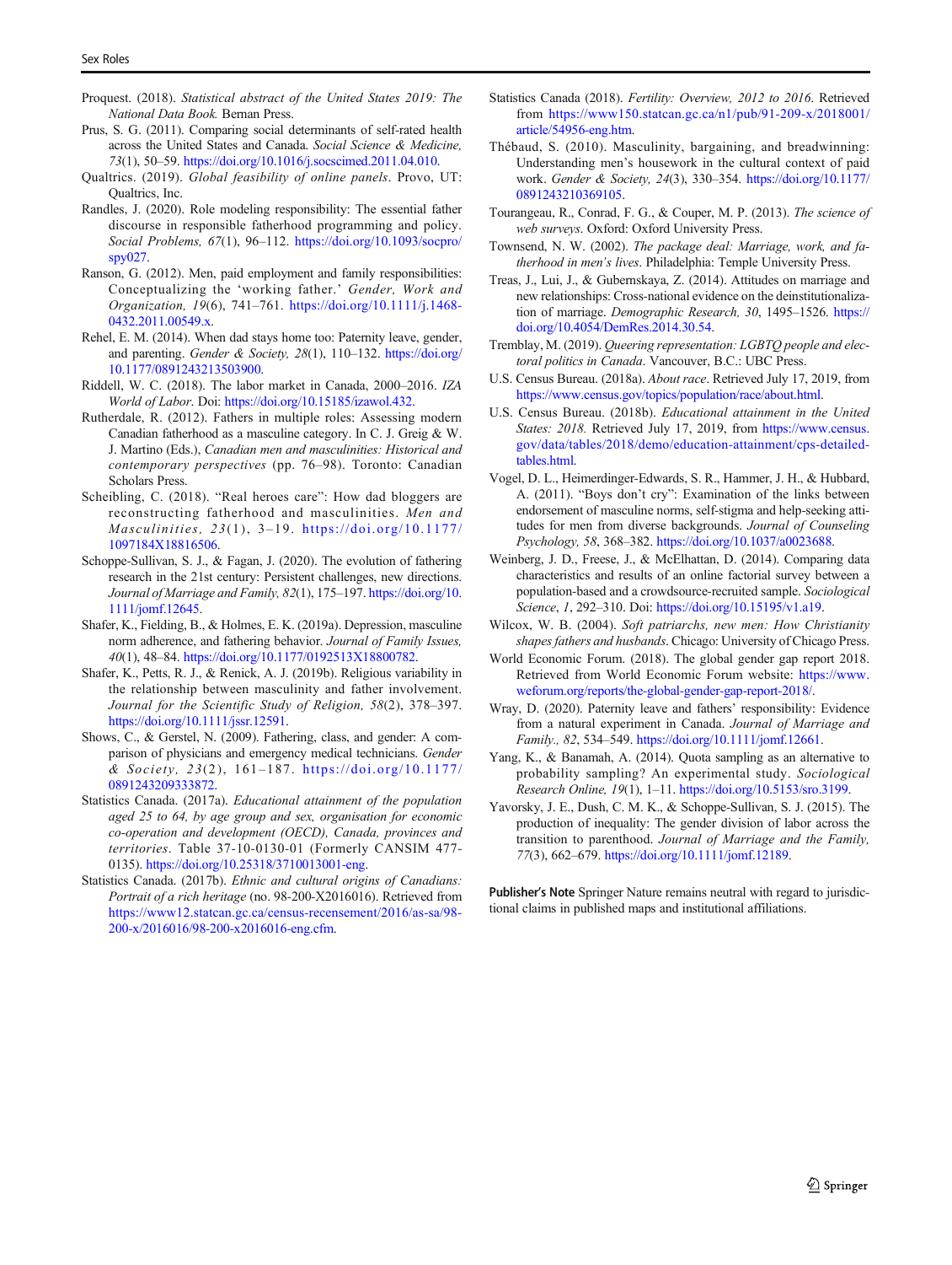Proquest. (2018). *Statistical abstract of the United States 2019: The National Data Book.* Bernan Press.

Prus, S. G. (2011). Comparing social determinants of self-rated health across the United States and Canada. *Social Science & Medicine, 73*(1), 50–59. https://doi.org/10.1016/j.socscimed.2011.04.010.

Qualtrics. (2019). *Global feasibility of online panels*. Provo, UT: Qualtrics, Inc.

Randles, J. (2020). Role modeling responsibility: The essential father discourse in responsible fatherhood programming and policy. *Social Problems, 67*(1), 96–112. https://doi.org/10.1093/socpro/spy027.

Ranson, G. (2012). Men, paid employment and family responsibilities: Conceptualizing the 'working father.' *Gender, Work and Organization, 19*(6), 741–761. https://doi.org/10.1111/j.1468-0432.2011.00549.x.

Rehel, E. M. (2014). When dad stays home too: Paternity leave, gender, and parenting. *Gender & Society, 28*(1), 110–132. https://doi.org/10.1177/0891243213503900.

Riddell, W. C. (2018). The labor market in Canada, 2000–2016. *IZA World of Labor*. Doi: https://doi.org/10.15185/izawol.432.

Rutherdale, R. (2012). Fathers in multiple roles: Assessing modern Canadian fatherhood as a masculine category. In C. J. Greig & W. J. Martino (Eds.), *Canadian men and masculinities: Historical and contemporary perspectives* (pp. 76–98). Toronto: Canadian Scholars Press.

Scheibling, C. (2018). "Real heroes care": How dad bloggers are reconstructing fatherhood and masculinities. *Men and Masculinities, 23*(1), 3–19. https://doi.org/10.1177/1097184X18816506.

Schoppe-Sullivan, S. J., & Fagan, J. (2020). The evolution of fathering research in the 21st century: Persistent challenges, new directions. *Journal of Marriage and Family, 82*(1), 175–197. https://doi.org/10.1111/jomf.12645.

Shafer, K., Fielding, B., & Holmes, E. K. (2019a). Depression, masculine norm adherence, and fathering behavior. *Journal of Family Issues, 40*(1), 48–84. https://doi.org/10.1177/0192513X18800782.

Shafer, K., Petts, R. J., & Renick, A. J. (2019b). Religious variability in the relationship between masculinity and father involvement. *Journal for the Scientific Study of Religion, 58*(2), 378–397. https://doi.org/10.1111/jssr.12591.

Shows, C., & Gerstel, N. (2009). Fathering, class, and gender: A comparison of physicians and emergency medical technicians. *Gender & Society, 23*(2), 161–187. https://doi.org/10.1177/0891243209333872.

Statistics Canada. (2017a). *Educational attainment of the population aged 25 to 64, by age group and sex, organisation for economic co-operation and development (OECD), Canada, provinces and territories*. Table 37-10-0130-01 (Formerly CANSIM 477-0135). https://doi.org/10.25318/3710013001-eng.

Statistics Canada. (2017b). *Ethnic and cultural origins of Canadians: Portrait of a rich heritage* (no. 98-200-X2016016). Retrieved from https://www12.statcan.gc.ca/census-recensement/2016/as-sa/98-200-x/2016016/98-200-x2016016-eng.cfm.

Statistics Canada (2018). *Fertility: Overview, 2012 to 2016*. Retrieved from https://www150.statcan.gc.ca/n1/pub/91-209-x/2018001/article/54956-eng.htm.

Thébaud, S. (2010). Masculinity, bargaining, and breadwinning: Understanding men's housework in the cultural context of paid work. *Gender & Society, 24*(3), 330–354. https://doi.org/10.1177/0891243210369105.

Tourangeau, R., Conrad, F. G., & Couper, M. P. (2013). *The science of web surveys*. Oxford: Oxford University Press.

Townsend, N. W. (2002). *The package deal: Marriage, work, and fatherhood in men's lives*. Philadelphia: Temple University Press.

Treas, J., Lui, J., & Gubernskaya, Z. (2014). Attitudes on marriage and new relationships: Cross-national evidence on the deinstitutionalization of marriage. *Demographic Research, 30*, 1495–1526. https://doi.org/10.4054/DemRes.2014.30.54.

Tremblay, M. (2019). *Queering representation: LGBTQ people and electoral politics in Canada*. Vancouver, B.C.: UBC Press.

U.S. Census Bureau. (2018a). *About race*. Retrieved July 17, 2019, from https://www.census.gov/topics/population/race/about.html.

U.S. Census Bureau. (2018b). *Educational attainment in the United States: 2018.* Retrieved July 17, 2019, from https://www.census.gov/data/tables/2018/demo/education-attainment/cps-detailed-tables.html.

Vogel, D. L., Heimerdinger-Edwards, S. R., Hammer, J. H., & Hubbard, A. (2011). "Boys don't cry": Examination of the links between endorsement of masculine norms, self-stigma and help-seeking attitudes for men from diverse backgrounds. *Journal of Counseling Psychology, 58*, 368–382. https://doi.org/10.1037/a0023688.

Weinberg, J. D., Freese, J., & McElhattan, D. (2014). Comparing data characteristics and results of an online factorial survey between a population-based and a crowdsource-recruited sample. *Sociological Science, 1*, 292–310. Doi: https://doi.org/10.15195/v1.a19.

Wilcox, W. B. (2004). *Soft patriarchs, new men: How Christianity shapes fathers and husbands*. Chicago: University of Chicago Press.

World Economic Forum. (2018). The global gender gap report 2018. Retrieved from World Economic Forum website: https://www.weforum.org/reports/the-global-gender-gap-report-2018/.

Wray, D. (2020). Paternity leave and fathers' responsibility: Evidence from a natural experiment in Canada. *Journal of Marriage and Family., 82*, 534–549. https://doi.org/10.1111/jomf.12661.

Yang, K., & Banamah, A. (2014). Quota sampling as an alternative to probability sampling? An experimental study. *Sociological Research Online, 19*(1), 1–11. https://doi.org/10.5153/sro.3199.

Yavorsky, J. E., Dush, C. M. K., & Schoppe-Sullivan, S. J. (2015). The production of inequality: The gender division of labor across the transition to parenthood. *Journal of Marriage and the Family, 77*(3), 662–679. https://doi.org/10.1111/jomf.12189.

**Publisher's Note** Springer Nature remains neutral with regard to jurisdictional claims in published maps and institutional affiliations.